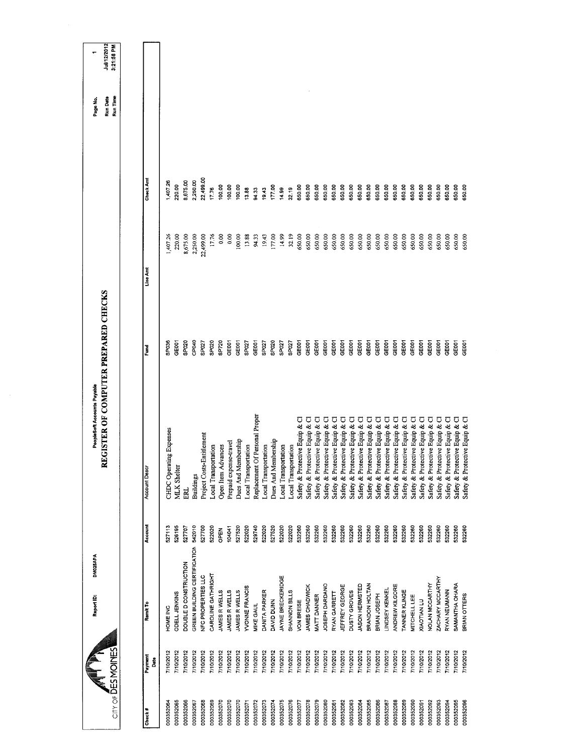CITY OF DES MOINES

Report ID: DM025APA

PeopleSoft Accounts Payable

# REGISTER OF COMPUTER PREPARED CHECKS

Page No. 1
Run Date Jul/12/2012
Run Time 3:21:58 PM

| Check # | Payment Date | Remit To | Account | Account Descr | Fund | Line Amt | Check Amt |
|---|---|---|---|---|---|---|---|
| 000352064 | 7/10/2012 | HOME INC | 527113 | CHDC Operating Expenses | SP036 | 1,407.26 | 1,407.26 |
| 000352065 | 7/10/2012 | ODELL JENKINS | 526195 | MLK Shelter | GE001 | 220.00 | 220.00 |
| 000352066 | 7/10/2012 | DOUBLE D CONSTRUCTION | 527707 | ERL | SP020 | 8,675.00 | 8,675.00 |
| 000352067 | 7/10/2012 | GREEN BUILDING CERTIFICATION | 542010 | Buildings | CP040 | 2,250.00 | 2,250.00 |
| 000352068 | 7/10/2012 | NFC PROPERTIES LLC | 527700 | Project Costs-Entitlement | SP027 | 22,499.00 | 22,499.00 |
| 000352069 | 7/10/2012 | CAROLINE GATHRIGHT | 522020 | Local Transportation | SP020 | 17.76 | 17.76 |
| 000352070 | 7/10/2012 | JAMES R WELLS | OPEN | Open Item Advances | SP720 | 0.00 | 100.00 |
| 000352070 | 7/10/2012 | JAMES R WELLS | 104041 | Prepaid expense-travel | SP720 | 0.00 | 100.00 |
| 000352070 | 7/10/2012 | JAMES R WELLS | 527520 | Dues And Membership | GE001 | 100.00 | 100.00 |
| 000352071 | 7/10/2012 | YVONNE FRANCIS | 522020 | Local Transportation | SP027 | 13.88 | 13.88 |
| 000352072 | 7/10/2012 | MIKE GAUL | 529740 | Replacement Of Personal Proper | GE001 | 94.33 | 94.33 |
| 000352073 | 7/10/2012 | DANITA PARKER | 522020 | Local Transportation | SP027 | 19.43 | 19.43 |
| 000352074 | 7/10/2012 | DAVID DUNN | 527520 | Dues And Membership | SP020 | 177.00 | 177.00 |
| 000352075 | 7/10/2012 | JAYNE BRECKERIDGE | 522020 | Local Transportation | SP027 | 14.99 | 14.99 |
| 000352076 | 7/10/2012 | SHANNON BILLS | 522020 | Local Transportation | SP027 | 32.19 | 32.19 |
| 000352077 | 7/10/2012 | VON BREISE | 532260 | Safety & Protective Equip & Cl | GE001 | 650.00 | 650.00 |
| 000352078 | 7/10/2012 | JAMES CHADWICK | 532260 | Safety & Protective Equip & Cl | GE001 | 650.00 | 650.00 |
| 000352079 | 7/10/2012 | MATT DANNER | 532260 | Safety & Protective Equip & Cl | GE001 | 650.00 | 650.00 |
| 000352080 | 7/10/2012 | JOSEPH DARDANO | 532260 | Safety & Protective Equip & Cl | GE001 | 650.00 | 650.00 |
| 000352081 | 7/10/2012 | RYAN GARRETT | 532260 | Safety & Protective Equip & Cl | GE001 | 650.00 | 650.00 |
| 000352082 | 7/10/2012 | JEFFREY GEORGE | 532260 | Safety & Protective Equip & Cl | GE001 | 650.00 | 650.00 |
| 000352083 | 7/10/2012 | DUSTY GROVES | 532260 | Safety & Protective Equip & Cl | GE001 | 650.00 | 650.00 |
| 000352084 | 7/10/2012 | JASON HERMSTED | 532260 | Safety & Protective Equip & Cl | GE001 | 650.00 | 650.00 |
| 000352085 | 7/10/2012 | BRANDON HOLTAN | 532260 | Safety & Protective Equip & Cl | GE001 | 650.00 | 650.00 |
| 000352086 | 7/10/2012 | BRIAN JOSEPH | 532260 | Safety & Protective Equip & Cl | GE001 | 650.00 | 650.00 |
| 000352087 | 7/10/2012 | LINDSEY KENKEL | 532260 | Safety & Protective Equip & Cl | GE001 | 650.00 | 650.00 |
| 000352088 | 7/10/2012 | ANDREW KILGORE | 532260 | Safety & Protective Equip & Cl | GE001 | 650.00 | 650.00 |
| 000352089 | 7/10/2012 | TANNER KLINGE | 532260 | Safety & Protective Equip & Cl | GE001 | 650.00 | 650.00 |
| 000352090 | 7/10/2012 | MITCHELL LEE | 532260 | Safety & Protective Equip & Cl | GE001 | 650.00 | 650.00 |
| 000352091 | 7/10/2012 | XIAOTIAN LU | 532260 | Safety & Protective Equip & Cl | GE001 | 650.00 | 650.00 |
| 000352092 | 7/10/2012 | NOLAN MCCARTHY | 532260 | Safety & Protective Equip & Cl | GE001 | 650.00 | 650.00 |
| 000352093 | 7/10/2012 | ZACHARY MCCARTHY | 532260 | Safety & Protective Equip & Cl | GE001 | 650.00 | 650.00 |
| 000352094 | 7/10/2012 | RYAN NEUMANN | 532260 | Safety & Protective Equip & Cl | GE001 | 650.00 | 650.00 |
| 000352095 | 7/10/2012 | SAMANTHA OHARA | 532260 | Safety & Protective Equip & Cl | GE001 | 650.00 | 650.00 |
| 000352096 | 7/10/2012 | BRIAN OTTERS | 532260 | Safety & Protective Equip & Cl | GE001 | 650.00 | 650.00 |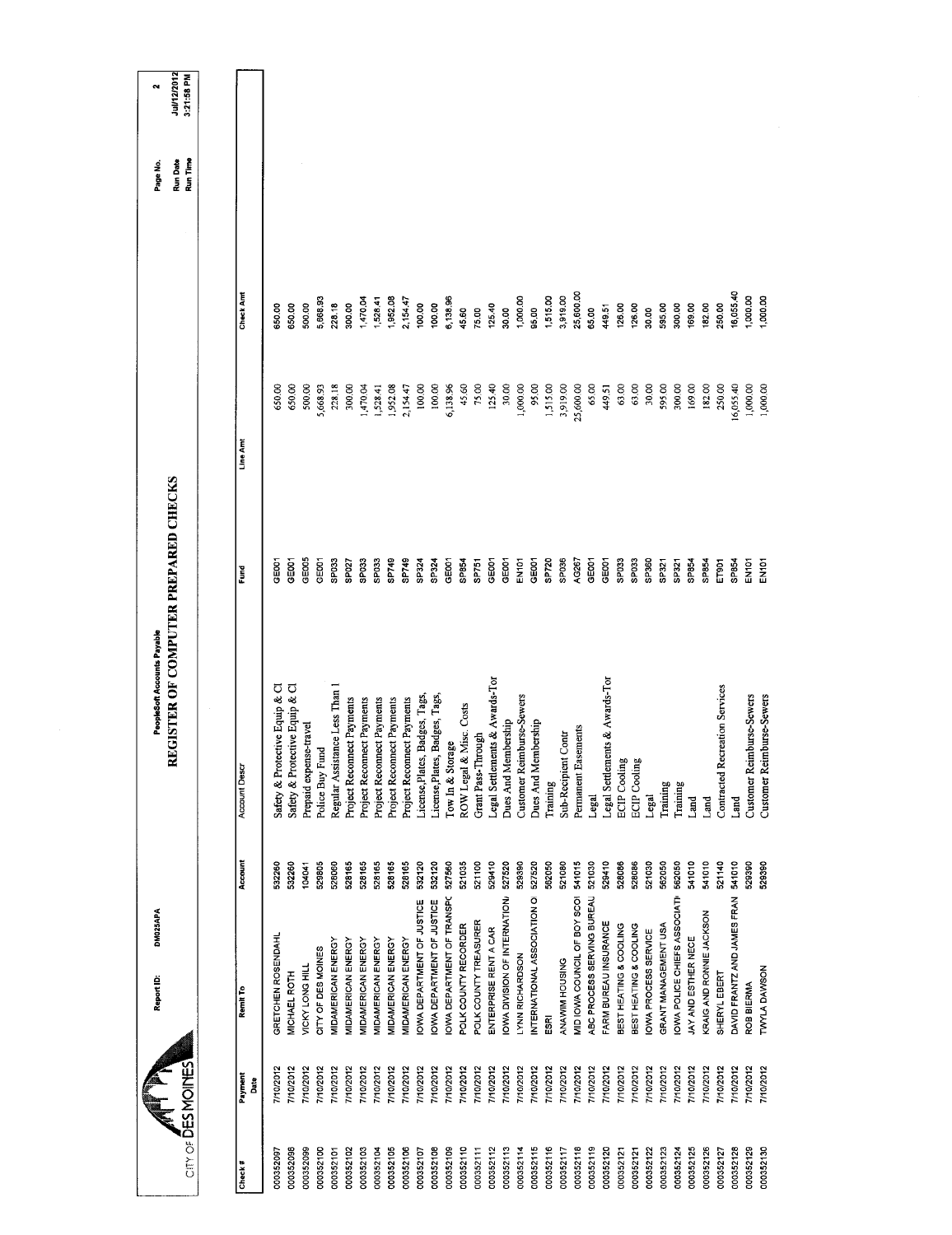Report ID: DM025APA

PeopleSoft Accounts Payable

# REGISTER OF COMPUTER PREPARED CHECKS

Page No. 2
Run Date Jul/12/2012
Run Time 3:21:58 PM

| Check # | Payment Date | Remit To | Account | Account Descr | Fund | Line Amt | Check Amt |
|---|---|---|---|---|---|---|---|
| 000352097 | 7/10/2012 | GRETCHEN ROSENDAHL | 532260 | Safety & Protective Equip & Cl | GE001 | 650.00 | 650.00 |
| 000352098 | 7/10/2012 | MICHAEL ROTH | 532260 | Safety & Protective Equip & Cl | GE001 | 650.00 | 650.00 |
| 000352099 | 7/10/2012 | VICKY LONG HILL | 104041 | Prepaid expense-travel | GE005 | 500.00 | 500.00 |
| 000352100 | 7/10/2012 | CITY OF DES MOINES | 529805 | Police Buy Fund | GE001 | 5,668.93 | 5,668.93 |
| 000352101 | 7/10/2012 | MIDAMERICAN ENERGY | 528060 | Regular Assistance Less Than 1 | SP033 | 228.18 | 228.18 |
| 000352102 | 7/10/2012 | MIDAMERICAN ENERGY | 528165 | Project Reconnect Payments | SP027 | 300.00 | 300.00 |
| 000352103 | 7/10/2012 | MIDAMERICAN ENERGY | 528165 | Project Reconnect Payments | SP033 | 1,470.04 | 1,470.04 |
| 000352104 | 7/10/2012 | MIDAMERICAN ENERGY | 528165 | Project Reconnect Payments | SP033 | 1,528.41 | 1,528.41 |
| 000352105 | 7/10/2012 | MIDAMERICAN ENERGY | 528165 | Project Reconnect Payments | SP749 | 1,952.08 | 1,952.08 |
| 000352106 | 7/10/2012 | MIDAMERICAN ENERGY | 528165 | Project Reconnect Payments | SP749 | 2,154.47 | 2,154.47 |
| 000352107 | 7/10/2012 | IOWA DEPARTMENT OF JUSTICE | 532120 | License,Plates, Badges, Tags, | SP324 | 100.00 | 100.00 |
| 000352108 | 7/10/2012 | IOWA DEPARTMENT OF JUSTICE | 532120 | License,Plates, Badges, Tags, | SP324 | 100.00 | 100.00 |
| 000352109 | 7/10/2012 | IOWA DEPARTMENT OF TRANSPC | 527560 | Tow In & Storage | GE001 | 6,138.96 | 6,138.96 |
| 000352110 | 7/10/2012 | POLK COUNTY RECORDER | 521035 | ROW Legal & Misc. Costs | SP854 | 45.60 | 45.60 |
| 000352111 | 7/10/2012 | POLK COUNTY TREASURER | 521100 | Grant Pass-Through | SP751 | 75.00 | 75.00 |
| 000352112 | 7/10/2012 | ENTERPRISE RENT A CAR | 529410 | Legal Settlements & Awards-Tor | GE001 | 125.40 | 125.40 |
| 000352113 | 7/10/2012 | IOWA DIVISION OF INTERNATIONA | 527520 | Dues And Membership | GE001 | 30.00 | 30.00 |
| 000352114 | 7/10/2012 | LYNN RICHARDSON | 529390 | Customer Reimburse-Sewers | EN101 | 1,000.00 | 1,000.00 |
| 000352115 | 7/10/2012 | INTERNATIONAL ASSOCIATION O | 527520 | Dues And Membership | GE001 | 95.00 | 95.00 |
| 000352116 | 7/10/2012 | ESRI | 562050 | Training | SP720 | 1,515.00 | 1,515.00 |
| 000352117 | 7/10/2012 | ANAWIM HOUSING | 521080 | Sub-Recipient Contr | SP036 | 3,919.00 | 3,919.00 |
| 000352118 | 7/10/2012 | MID IOWA COUNCIL OF BOY SCOI | 541015 | Permanent Easements | AG267 | 25,600.00 | 25,600.00 |
| 000352119 | 7/10/2012 | ABC PROCESS SERVING BUREAU | 521030 | Legal | GE001 | 65.00 | 65.00 |
| 000352120 | 7/10/2012 | FARM BUREAU INSURANCE | 529410 | Legal Settlements & Awards-Tor | GE001 | 449.51 | 449.51 |
| 000352121 | 7/10/2012 | BEST HEATING & COOLING | 528086 | ECIP Cooling | SP033 | 63.00 | 126.00 |
| 000352121 | 7/10/2012 | BEST HEATING & COOLING | 528086 | ECIP Cooling | SP033 | 63.00 | 126.00 |
| 000352122 | 7/10/2012 | IOWA PROCESS SERVICE | 521030 | Legal | SP360 | 30.00 | 30.00 |
| 000352123 | 7/10/2012 | GRANT MANAGEMENT USA | 562050 | Training | SP321 | 595.00 | 595.00 |
| 000352124 | 7/10/2012 | IOWA POLICE CHIEFS ASSOCIATI | 562050 | Training | SP321 | 300.00 | 300.00 |
| 000352125 | 7/10/2012 | JAY AND ESTHER NECE | 541010 | Land | SP854 | 169.00 | 169.00 |
| 000352126 | 7/10/2012 | KRAIG AND RONNIE JACKSON | 541010 | Land | SP854 | 182.00 | 182.00 |
| 000352127 | 7/10/2012 | SHERYL EBERT | 521140 | Contracted Recreation Services | ET901 | 250.00 | 250.00 |
| 000352128 | 7/10/2012 | DAVID FRANTZ AND JAMES FRAN | 541010 | Land | SP854 | 16,055.40 | 16,055.40 |
| 000352129 | 7/10/2012 | ROB BIERMA | 529390 | Customer Reimburse-Sewers | EN101 | 1,000.00 | 1,000.00 |
| 000352130 | 7/10/2012 | TWYLA DAWSON | 529390 | Customer Reimburse-Sewers | EN101 | 1,000.00 | 1,000.00 |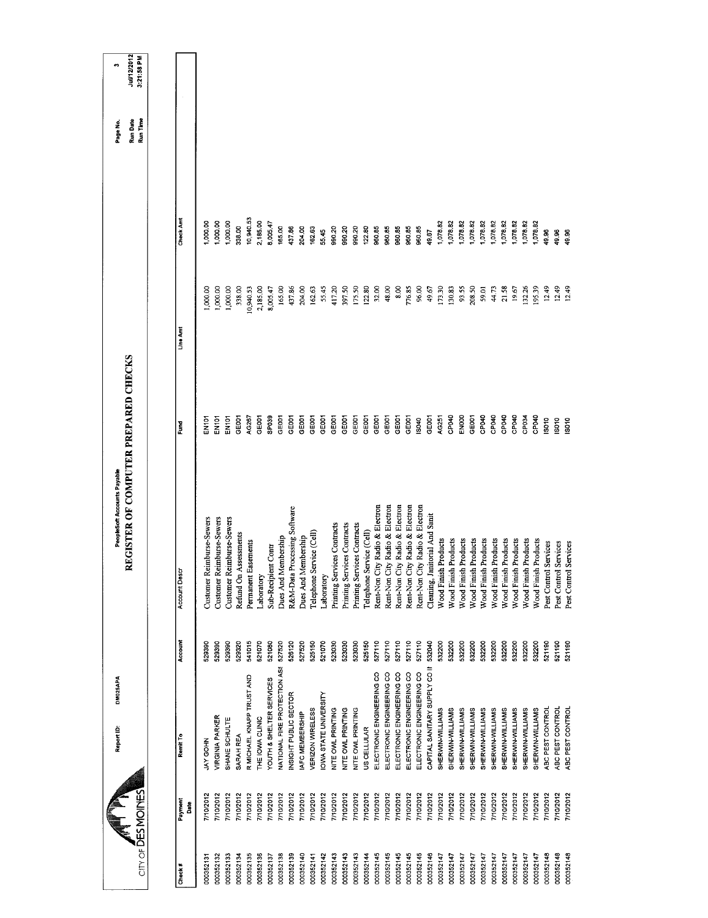CITY OF DES MOINES

Report ID: DM025APA

PeopleSoft Accounts Payable

# REGISTER OF COMPUTER PREPARED CHECKS

Page No. 3
Run Date Jul/12/2012
Run Time 3:21:58 PM

| Check # | Payment Date | Remit To | Account | Account Descr | Fund | Line Amt | Check Amt |
|---|---|---|---|---|---|---|---|
| 000352131 | 7/10/2012 | JAY GOHN | 529390 | Customer Reimburse-Sewers | EN101 | 1,000.00 | 1,000.00 |
| 000352132 | 7/10/2012 | VIRGINIA PARKER | 529390 | Customer Reimburse-Sewers | EN101 | 1,000.00 | 1,000.00 |
| 000352133 | 7/10/2012 | SHANE SCHULTE | 529390 | Customer Reimburse-Sewers | EN101 | 1,000.00 | 1,000.00 |
| 000352134 | 7/10/2012 | SARAH REA | 529320 | Refund On Assessments | GE001 | 338.00 | 338.00 |
| 000352135 | 7/10/2012 | R MICHAEL KNAPP TRUST AND | 541015 | Permanent Easements | AG267 | 10,940.53 | 10,940.53 |
| 000352136 | 7/10/2012 | THE IOWA CLINIC | 521070 | Laboratory | GE001 | 2,185.00 | 2,185.00 |
| 000352137 | 7/10/2012 | YOUTH & SHELTER SERVICES | 521060 | Sub-Recipient Contr | SP039 | 8,005.47 | 8,005.47 |
| 000352138 | 7/10/2012 | NATIONAL FIRE PROTECTION ASS | 527520 | Dues And Membership | GE001 | 165.00 | 165.00 |
| 000352139 | 7/10/2012 | INSIGHT PUBLIC SECTOR | 526120 | R&M-Data Processing Software | GE001 | 437.86 | 437.86 |
| 000352140 | 7/10/2012 | IAFC MEMBERSHIP | 527520 | Dues And Membership | GE001 | 204.00 | 204.00 |
| 000352141 | 7/10/2012 | VERIZON WIRELESS | 525150 | Telephone Service (Cell) | GE001 | 162.63 | 162.63 |
| 000352142 | 7/10/2012 | IOWA STATE UNIVERSITY | 521070 | Laboratory | GE001 | 55.45 | 55.45 |
| 000352143 | 7/10/2012 | NITE OWL PRINTING | 523030 | Printing Services Contracts | GE001 | 417.20 | 990.20 |
| 000352143 | 7/10/2012 | NITE OWL PRINTING | 523030 | Printing Services Contracts | GE001 | 397.50 | 990.20 |
| 000352143 | 7/10/2012 | NITE OWL PRINTING | 523030 | Printing Services Contracts | GE001 | 175.50 | 990.20 |
| 000352144 | 7/10/2012 | US CELLULAR | 525150 | Telephone Service (Cell) | GE001 | 122.80 | 122.80 |
| 000352145 | 7/10/2012 | ELECTRONIC ENGINEERING CO | 527110 | Rent-Non City Radio & Electron | GE001 | 32.00 | 960.85 |
| 000352145 | 7/10/2012 | ELECTRONIC ENGINEERING CO | 527110 | Rent-Non City Radio & Electron | GE001 | 48.00 | 960.85 |
| 000352145 | 7/10/2012 | ELECTRONIC ENGINEERING CO | 527110 | Rent-Non City Radio & Electron | GE001 | 8.00 | 960.85 |
| 000352145 | 7/10/2012 | ELECTRONIC ENGINEERING CO | 527110 | Rent-Non City Radio & Electron | GE001 | 776.85 | 960.85 |
| 000352145 | 7/10/2012 | ELECTRONIC ENGINEERING CO | 527110 | Rent-Non City Radio & Electron | IS040 | 96.00 | 960.85 |
| 000352146 | 7/10/2012 | CAPITAL SANITARY SUPPLY CO IN | 532040 | Cleaning, Janitorial And Sanit | GE001 | 49.67 | 49.67 |
| 000352147 | 7/10/2012 | SHERWIN-WILLIAMS | 532200 | Wood Finish Products | AG251 | 173.30 | 1,078.82 |
| 000352147 | 7/10/2012 | SHERWIN-WILLIAMS | 532200 | Wood Finish Products | CP040 | 130.83 | 1,078.82 |
| 000352147 | 7/10/2012 | SHERWIN-WILLIAMS | 532200 | Wood Finish Products | EN000 | 93.55 | 1,078.82 |
| 000352147 | 7/10/2012 | SHERWIN-WILLIAMS | 532200 | Wood Finish Products | GE001 | 208.50 | 1,078.82 |
| 000352147 | 7/10/2012 | SHERWIN-WILLIAMS | 532200 | Wood Finish Products | CP040 | 59.01 | 1,078.82 |
| 000352147 | 7/10/2012 | SHERWIN-WILLIAMS | 532200 | Wood Finish Products | CP040 | 44.73 | 1,078.82 |
| 000352147 | 7/10/2012 | SHERWIN-WILLIAMS | 532200 | Wood Finish Products | CP040 | 21.58 | 1,078.82 |
| 000352147 | 7/10/2012 | SHERWIN-WILLIAMS | 532200 | Wood Finish Products | CP040 | 19.67 | 1,078.82 |
| 000352147 | 7/10/2012 | SHERWIN-WILLIAMS | 532200 | Wood Finish Products | CP034 | 132.26 | 1,078.82 |
| 000352147 | 7/10/2012 | SHERWIN-WILLIAMS | 532200 | Wood Finish Products | CP040 | 195.39 | 1,078.82 |
| 000352148 | 7/10/2012 | ABC PEST CONTROL | 521190 | Pest Control Services | IS010 | 12.49 | 49.96 |
| 000352148 | 7/10/2012 | ABC PEST CONTROL | 521190 | Pest Control Services | IS010 | 12.49 | 49.96 |
| 000352148 | 7/10/2012 | ABC PEST CONTROL | 521190 | Pest Control Services | IS010 | 12.49 | 49.96 |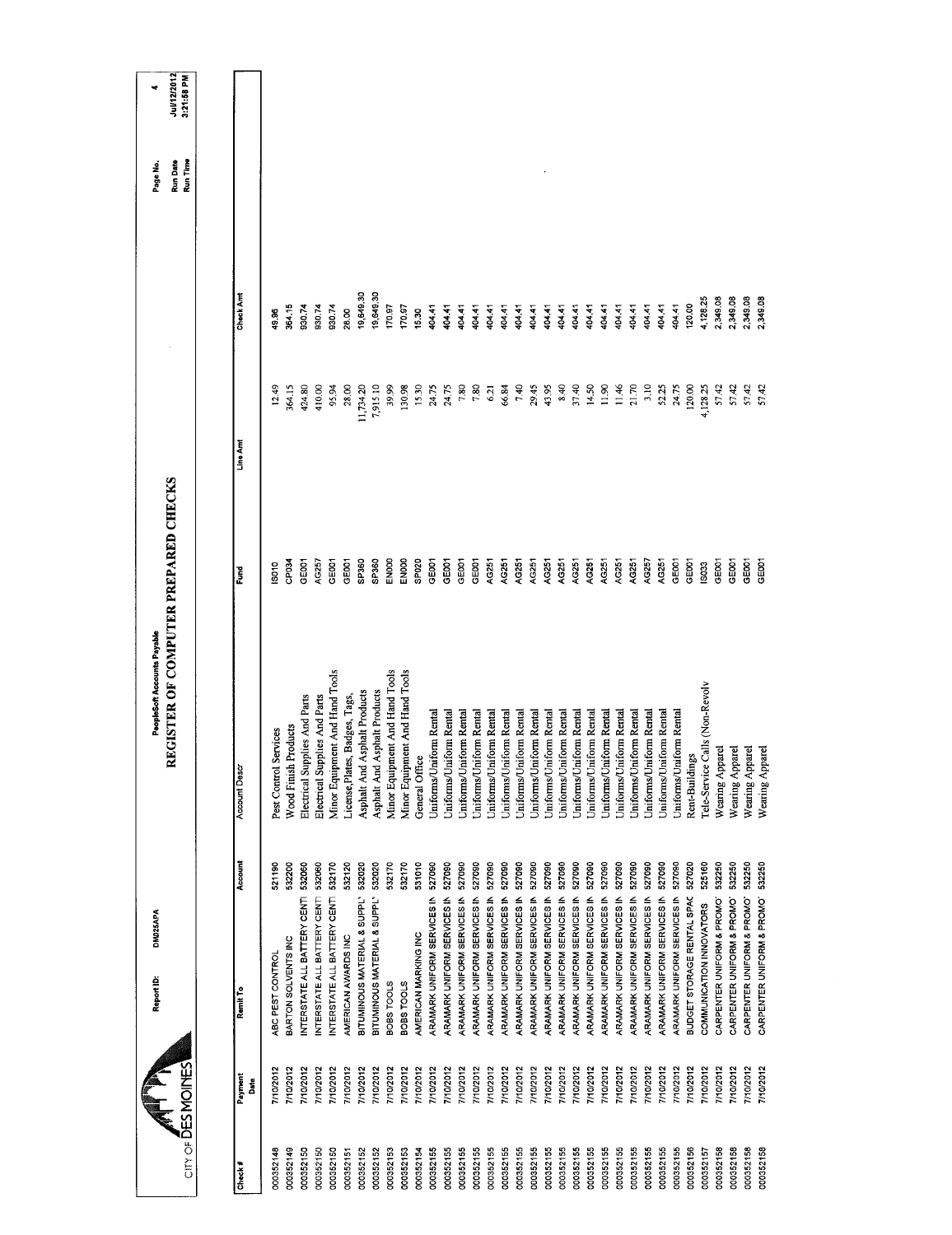CITY OF DES MOINES

Report ID: DM025APA

PeopleSoft Accounts Payable

# REGISTER OF COMPUTER PREPARED CHECKS

Page No. 4
Run Date Jul/12/2012
Run Time 3:21:58 PM

| Check # | Payment Date | Remit To | Account | Account Descr | Fund | Line Amt | Check Amt |
|---|---|---|---|---|---|---|---|
| 000352148 | 7/10/2012 | ABC PEST CONTROL | 521190 | Pest Control Services | IS010 | 12.49 | 49.96 |
| 000352149 | 7/10/2012 | BARTON SOLVENTS INC | 532200 | Wood Finish Products | CP034 | 364.15 | 364.15 |
| 000352150 | 7/10/2012 | INTERSTATE ALL BATTERY CENTI | 532060 | Electrical Supplies And Parts | GE001 | 424.80 | 930.74 |
| 000352150 | 7/10/2012 | INTERSTATE ALL BATTERY CENTI | 532060 | Electrical Supplies And Parts | AG257 | 410.00 | 930.74 |
| 000352150 | 7/10/2012 | INTERSTATE ALL BATTERY CENTI | 532170 | Minor Equipment And Hand Tools | GE001 | 95.94 | 930.74 |
| 000352151 | 7/10/2012 | AMERICAN AWARDS INC | 532120 | License,Plates, Badges, Tags, | GE001 | 28.00 | 28.00 |
| 000352152 | 7/10/2012 | BITUMINOUS MATERIAL & SUPPL' | 532020 | Asphalt And Asphalt Products | SP360 | 11,734.20 | 19,649.30 |
| 000352152 | 7/10/2012 | BITUMINOUS MATERIAL & SUPPL' | 532020 | Asphalt And Asphalt Products | SP360 | 7,915.10 | 19,649.30 |
| 000352153 | 7/10/2012 | BOBS TOOLS | 532170 | Minor Equipment And Hand Tools | EN000 | 39.99 | 170.97 |
| 000352153 | 7/10/2012 | BOBS TOOLS | 532170 | Minor Equipment And Hand Tools | EN000 | 130.98 | 170.97 |
| 000352154 | 7/10/2012 | AMERICAN MARKING INC | 531010 | General Office | SP020 | 15.30 | 15.30 |
| 000352155 | 7/10/2012 | ARAMARK UNIFORM SERVICES IN | 527090 | Uniforms/Uniform Rental | GE001 | 24.75 | 404.41 |
| 000352155 | 7/10/2012 | ARAMARK UNIFORM SERVICES IN | 527090 | Uniforms/Uniform Rental | GE001 | 24.75 | 404.41 |
| 000352155 | 7/10/2012 | ARAMARK UNIFORM SERVICES IN | 527090 | Uniforms/Uniform Rental | GE001 | 7.80 | 404.41 |
| 000352155 | 7/10/2012 | ARAMARK UNIFORM SERVICES IN | 527090 | Uniforms/Uniform Rental | GE001 | 7.80 | 404.41 |
| 000352155 | 7/10/2012 | ARAMARK UNIFORM SERVICES IN | 527090 | Uniforms/Uniform Rental | AG251 | 6.21 | 404.41 |
| 000352155 | 7/10/2012 | ARAMARK UNIFORM SERVICES IN | 527090 | Uniforms/Uniform Rental | AG251 | 66.84 | 404.41 |
| 000352155 | 7/10/2012 | ARAMARK UNIFORM SERVICES IN | 527090 | Uniforms/Uniform Rental | AG251 | 7.40 | 404.41 |
| 000352155 | 7/10/2012 | ARAMARK UNIFORM SERVICES IN | 527090 | Uniforms/Uniform Rental | AG251 | 29.45 | 404.41 |
| 000352155 | 7/10/2012 | ARAMARK UNIFORM SERVICES IN | 527090 | Uniforms/Uniform Rental | AG251 | 43.95 | 404.41 |
| 000352155 | 7/10/2012 | ARAMARK UNIFORM SERVICES IN | 527090 | Uniforms/Uniform Rental | AG251 | 8.40 | 404.41 |
| 000352155 | 7/10/2012 | ARAMARK UNIFORM SERVICES IN | 527090 | Uniforms/Uniform Rental | AG251 | 37.40 | 404.41 |
| 000352155 | 7/10/2012 | ARAMARK UNIFORM SERVICES IN | 527090 | Uniforms/Uniform Rental | AG251 | 14.50 | 404.41 |
| 000352155 | 7/10/2012 | ARAMARK UNIFORM SERVICES IN | 527090 | Uniforms/Uniform Rental | AG251 | 11.90 | 404.41 |
| 000352155 | 7/10/2012 | ARAMARK UNIFORM SERVICES IN | 527090 | Uniforms/Uniform Rental | AG251 | 11.46 | 404.41 |
| 000352155 | 7/10/2012 | ARAMARK UNIFORM SERVICES IN | 527090 | Uniforms/Uniform Rental | AG251 | 21.70 | 404.41 |
| 000352155 | 7/10/2012 | ARAMARK UNIFORM SERVICES IN | 527090 | Uniforms/Uniform Rental | AG257 | 3.10 | 404.41 |
| 000352155 | 7/10/2012 | ARAMARK UNIFORM SERVICES IN | 527090 | Uniforms/Uniform Rental | AG251 | 52.25 | 404.41 |
| 000352155 | 7/10/2012 | ARAMARK UNIFORM SERVICES IN | 527090 | Uniforms/Uniform Rental | GE001 | 24.75 | 404.41 |
| 000352156 | 7/10/2012 | BUDGET STORAGE RENTAL SPAC | 527020 | Rent-Buildings | GE001 | 120.00 | 120.00 |
| 000352157 | 7/10/2012 | COMMUNICATION INNOVATORS | 525160 | Tele-Service Calls (Non-Revolv | IS033 | 4,128.25 | 4,128.25 |
| 000352158 | 7/10/2012 | CARPENTER UNIFORM & PROMO' | 532250 | Wearing Apparel | GE001 | 57.42 | 2,349.08 |
| 000352158 | 7/10/2012 | CARPENTER UNIFORM & PROMO' | 532250 | Wearing Apparel | GE001 | 57.42 | 2,349.08 |
| 000352158 | 7/10/2012 | CARPENTER UNIFORM & PROMO' | 532250 | Wearing Apparel | GE001 | 57.42 | 2,349.08 |
| 000352158 | 7/10/2012 | CARPENTER UNIFORM & PROMO' | 532250 | Wearing Apparel | GE001 | 57.42 | 2,349.08 |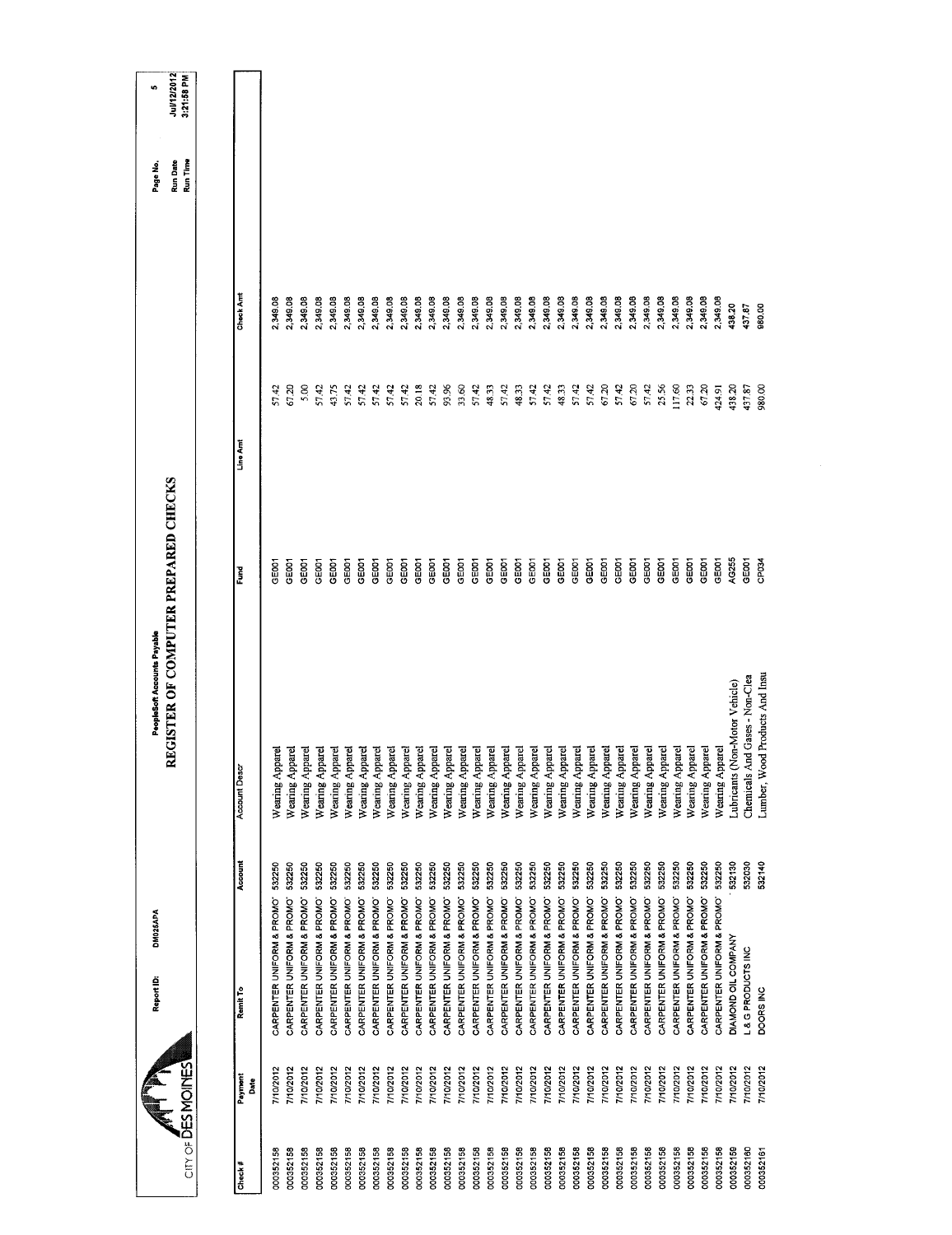# REGISTER OF COMPUTER PREPARED CHECKS

PeopleSoft Accounts Payable

Report ID: DM025APA

CITY OF DES MOINES

Page No. 5
Run Date Jul/12/2012
Run Time 3:21:58 PM

| Check # | Payment Date | Remit To | Account | Account Descr | Fund | Line Amt | Check Amt |
|---|---|---|---|---|---|---|---|
| 000352158 | 7/10/2012 | CARPENTER UNIFORM & PROMO' | 532250 | Wearing Apparel | GE001 | 57.42 | 2,349.08 |
| 000352158 | 7/10/2012 | CARPENTER UNIFORM & PROMO' | 532250 | Wearing Apparel | GE001 | 67.20 | 2,349.08 |
| 000352158 | 7/10/2012 | CARPENTER UNIFORM & PROMO' | 532250 | Wearing Apparel | GE001 | 5.00 | 2,349.08 |
| 000352158 | 7/10/2012 | CARPENTER UNIFORM & PROMO' | 532250 | Wearing Apparel | GE001 | 57.42 | 2,349.08 |
| 000352158 | 7/10/2012 | CARPENTER UNIFORM & PROMO' | 532250 | Wearing Apparel | GE001 | 43.75 | 2,349.08 |
| 000352158 | 7/10/2012 | CARPENTER UNIFORM & PROMO' | 532250 | Wearing Apparel | GE001 | 57.42 | 2,349.08 |
| 000352158 | 7/10/2012 | CARPENTER UNIFORM & PROMO' | 532250 | Wearing Apparel | GE001 | 57.42 | 2,349.08 |
| 000352158 | 7/10/2012 | CARPENTER UNIFORM & PROMO' | 532250 | Wearing Apparel | GE001 | 57.42 | 2,349.08 |
| 000352158 | 7/10/2012 | CARPENTER UNIFORM & PROMO' | 532250 | Wearing Apparel | GE001 | 57.42 | 2,349.08 |
| 000352158 | 7/10/2012 | CARPENTER UNIFORM & PROMO' | 532250 | Wearing Apparel | GE001 | 20.18 | 2,349.08 |
| 000352158 | 7/10/2012 | CARPENTER UNIFORM & PROMO' | 532250 | Wearing Apparel | GE001 | 57.42 | 2,349.08 |
| 000352158 | 7/10/2012 | CARPENTER UNIFORM & PROMO' | 532250 | Wearing Apparel | GE001 | 93.96 | 2,349.08 |
| 000352158 | 7/10/2012 | CARPENTER UNIFORM & PROMO' | 532250 | Wearing Apparel | GE001 | 33.60 | 2,349.08 |
| 000352158 | 7/10/2012 | CARPENTER UNIFORM & PROMO' | 532250 | Wearing Apparel | GE001 | 57.42 | 2,349.08 |
| 000352158 | 7/10/2012 | CARPENTER UNIFORM & PROMO' | 532250 | Wearing Apparel | GE001 | 48.33 | 2,349.08 |
| 000352158 | 7/10/2012 | CARPENTER UNIFORM & PROMO' | 532250 | Wearing Apparel | GE001 | 57.42 | 2,349.08 |
| 000352158 | 7/10/2012 | CARPENTER UNIFORM & PROMO' | 532250 | Wearing Apparel | GE001 | 48.33 | 2,349.08 |
| 000352158 | 7/10/2012 | CARPENTER UNIFORM & PROMO' | 532250 | Wearing Apparel | GE001 | 57.42 | 2,349.08 |
| 000352158 | 7/10/2012 | CARPENTER UNIFORM & PROMO' | 532250 | Wearing Apparel | GE001 | 57.42 | 2,349.08 |
| 000352158 | 7/10/2012 | CARPENTER UNIFORM & PROMO' | 532250 | Wearing Apparel | GE001 | 48.33 | 2,349.08 |
| 000352158 | 7/10/2012 | CARPENTER UNIFORM & PROMO' | 532250 | Wearing Apparel | GE001 | 57.42 | 2,349.08 |
| 000352158 | 7/10/2012 | CARPENTER UNIFORM & PROMO' | 532250 | Wearing Apparel | GE001 | 57.42 | 2,349.08 |
| 000352158 | 7/10/2012 | CARPENTER UNIFORM & PROMO' | 532250 | Wearing Apparel | GE001 | 67.20 | 2,349.08 |
| 000352158 | 7/10/2012 | CARPENTER UNIFORM & PROMO' | 532250 | Wearing Apparel | GE001 | 57.42 | 2,349.08 |
| 000352158 | 7/10/2012 | CARPENTER UNIFORM & PROMO' | 532250 | Wearing Apparel | GE001 | 67.20 | 2,349.08 |
| 000352158 | 7/10/2012 | CARPENTER UNIFORM & PROMO' | 532250 | Wearing Apparel | GE001 | 57.42 | 2,349.08 |
| 000352158 | 7/10/2012 | CARPENTER UNIFORM & PROMO' | 532250 | Wearing Apparel | GE001 | 25.56 | 2,349.08 |
| 000352158 | 7/10/2012 | CARPENTER UNIFORM & PROMO' | 532250 | Wearing Apparel | GE001 | 117.60 | 2,349.08 |
| 000352158 | 7/10/2012 | CARPENTER UNIFORM & PROMO' | 532250 | Wearing Apparel | GE001 | 22.33 | 2,349.08 |
| 000352158 | 7/10/2012 | CARPENTER UNIFORM & PROMO' | 532250 | Wearing Apparel | GE001 | 67.20 | 2,349.08 |
| 000352158 | 7/10/2012 | CARPENTER UNIFORM & PROMO' | 532250 | Wearing Apparel | GE001 | 424.91 | 2,349.08 |
| 000352159 | 7/10/2012 | DIAMOND OIL COMPANY | 532130 | Lubricants (Non-Motor Vehicle) | AG255 | 438.20 | 438.20 |
| 000352160 | 7/10/2012 | L & G PRODUCTS INC | 532030 | Chemicals And Gases - Non-Clea | GE001 | 437.87 | 437.87 |
| 000352161 | 7/10/2012 | DOORS INC | 532140 | Lumber, Wood Products And Insu | CP034 | 980.00 | 980.00 |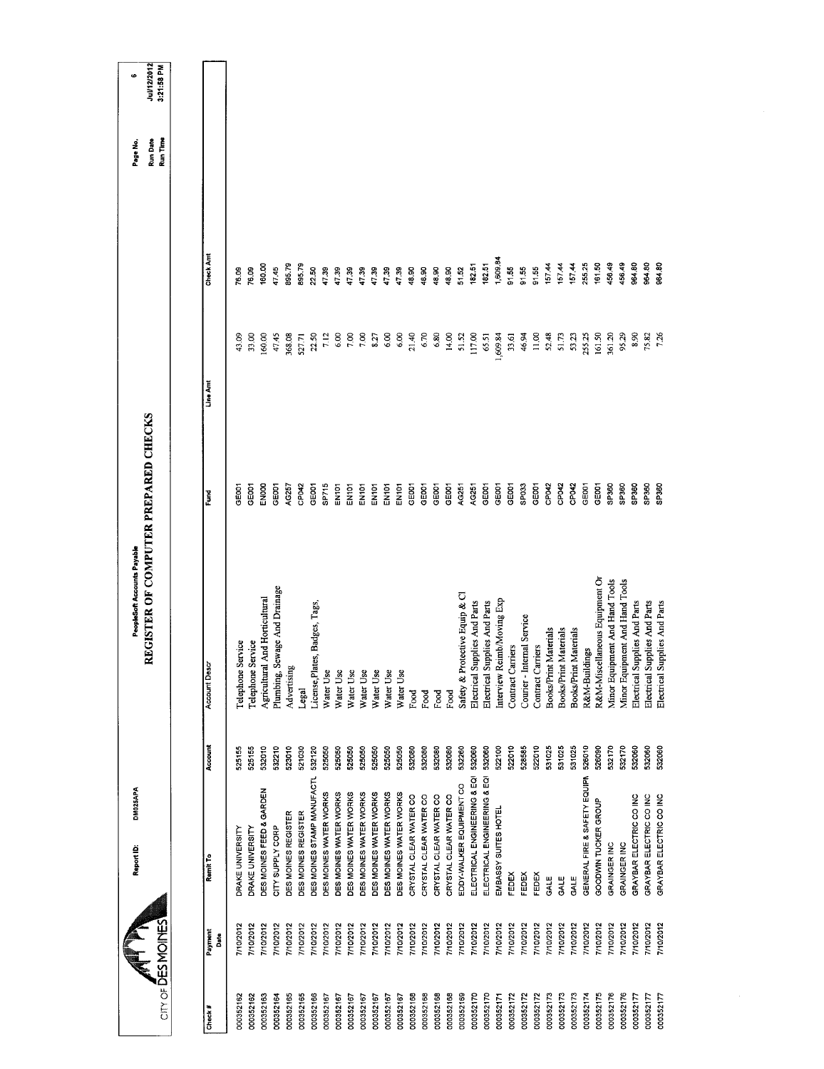# REGISTER OF COMPUTER PREPARED CHECKS

PeopleSoft Accounts Payable

Report ID: DM025APA

CITY OF DES MOINES

Run Date Jul/12/2012
Run Time 3:21:58 PM

| Check # | Payment Date | Remit To | Account | Account Descr | Fund | Line Amt | Check Amt |
|---|---|---|---|---|---|---|---|
| 000352162 | 7/10/2012 | DRAKE UNIVERSITY | 525155 | Telephone Service | GE001 | 43.09 | 76.09 |
| 000352162 | 7/10/2012 | DRAKE UNIVERSITY | 525155 | Telephone Service | GE001 | 33.00 | 76.09 |
| 000352163 | 7/10/2012 | DES MOINES FEED & GARDEN | 532010 | Agricultural And Horticultural | EN000 | 160.00 | 160.00 |
| 000352164 | 7/10/2012 | CITY SUPPLY CORP | 532210 | Plumbing, Sewage And Drainage | GE001 | 47.45 | 47.45 |
| 000352165 | 7/10/2012 | DES MOINES REGISTER | 523010 | Advertising | AG257 | 368.08 | 895.79 |
| 000352165 | 7/10/2012 | DES MOINES REGISTER | 521030 | Legal | CP042 | 527.71 | 895.79 |
| 000352166 | 7/10/2012 | DES MOINES STAMP MANUFACTU | 532120 | License,Plates, Badges, Tags, | GE001 | 22.50 | 22.50 |
| 000352167 | 7/10/2012 | DES MOINES WATER WORKS | 525050 | Water Use | SP715 | 7.12 | 47.39 |
| 000352167 | 7/10/2012 | DES MOINES WATER WORKS | 525050 | Water Use | EN101 | 6.00 | 47.39 |
| 000352167 | 7/10/2012 | DES MOINES WATER WORKS | 525050 | Water Use | EN101 | 7.00 | 47.39 |
| 000352167 | 7/10/2012 | DES MOINES WATER WORKS | 525050 | Water Use | EN101 | 7.00 | 47.39 |
| 000352167 | 7/10/2012 | DES MOINES WATER WORKS | 525050 | Water Use | EN101 | 8.27 | 47.39 |
| 000352167 | 7/10/2012 | DES MOINES WATER WORKS | 525050 | Water Use | EN101 | 6.00 | 47.39 |
| 000352167 | 7/10/2012 | DES MOINES WATER WORKS | 525050 | Water Use | EN101 | 6.00 | 47.39 |
| 000352168 | 7/10/2012 | CRYSTAL CLEAR WATER CO | 532080 | Food | GE001 | 21.40 | 48.90 |
| 000352168 | 7/10/2012 | CRYSTAL CLEAR WATER CO | 532080 | Food | GE001 | 6.70 | 48.90 |
| 000352168 | 7/10/2012 | CRYSTAL CLEAR WATER CO | 532080 | Food | GE001 | 6.80 | 48.90 |
| 000352168 | 7/10/2012 | CRYSTAL CLEAR WATER CO | 532080 | Food | GE001 | 14.00 | 48.90 |
| 000352169 | 7/10/2012 | EDDY-WALKER EQUIPMENT CO | 532260 | Safety & Protective Equip & Cl | AG251 | 51.52 | 51.52 |
| 000352170 | 7/10/2012 | ELECTRICAL ENGINEERING & EQI | 532060 | Electrical Supplies And Parts | AG251 | 117.00 | 182.51 |
| 000352170 | 7/10/2012 | ELECTRICAL ENGINEERING & EQI | 532060 | Electrical Supplies And Parts | GE001 | 65.51 | 182.51 |
| 000352171 | 7/10/2012 | EMBASSY SUITES HOTEL | 522100 | Interview Reimb/Moving Exp | GE001 | 1,609.84 | 1,609.84 |
| 000352172 | 7/10/2012 | FEDEX | 522010 | Contract Carriers | GE001 | 33.61 | 91.55 |
| 000352172 | 7/10/2012 | FEDEX | 528585 | Courier - Internal Service | SP033 | 46.94 | 91.55 |
| 000352172 | 7/10/2012 | FEDEX | 522010 | Contract Carriers | GE001 | 11.00 | 91.55 |
| 000352173 | 7/10/2012 | GALE | 531025 | Books/Print Materials | CP042 | 52.48 | 157.44 |
| 000352173 | 7/10/2012 | GALE | 531025 | Books/Print Materials | CP042 | 51.73 | 157.44 |
| 000352173 | 7/10/2012 | GALE | 531025 | Books/Print Materials | CP042 | 53.23 | 157.44 |
| 000352174 | 7/10/2012 | GENERAL FIRE & SAFETY EQUIPN | 526010 | R&M-Buildings | GE001 | 255.25 | 255.25 |
| 000352175 | 7/10/2012 | GOODWIN TUCKER GROUP | 526090 | R&M-Miscellaneous Equipment Or | GE001 | 161.50 | 161.50 |
| 000352176 | 7/10/2012 | GRAINGER INC | 532170 | Minor Equipment And Hand Tools | SP360 | 361.20 | 456.49 |
| 000352176 | 7/10/2012 | GRAINGER INC | 532170 | Minor Equipment And Hand Tools | SP360 | 95.29 | 456.49 |
| 000352177 | 7/10/2012 | GRAYBAR ELECTRIC CO INC | 532060 | Electrical Supplies And Parts | SP360 | 8.90 | 964.80 |
| 000352177 | 7/10/2012 | GRAYBAR ELECTRIC CO INC | 532060 | Electrical Supplies And Parts | SP360 | 75.82 | 964.80 |
| 000352177 | 7/10/2012 | GRAYBAR ELECTRIC CO INC | 532060 | Electrical Supplies And Parts | SP360 | 7.26 | 964.80 |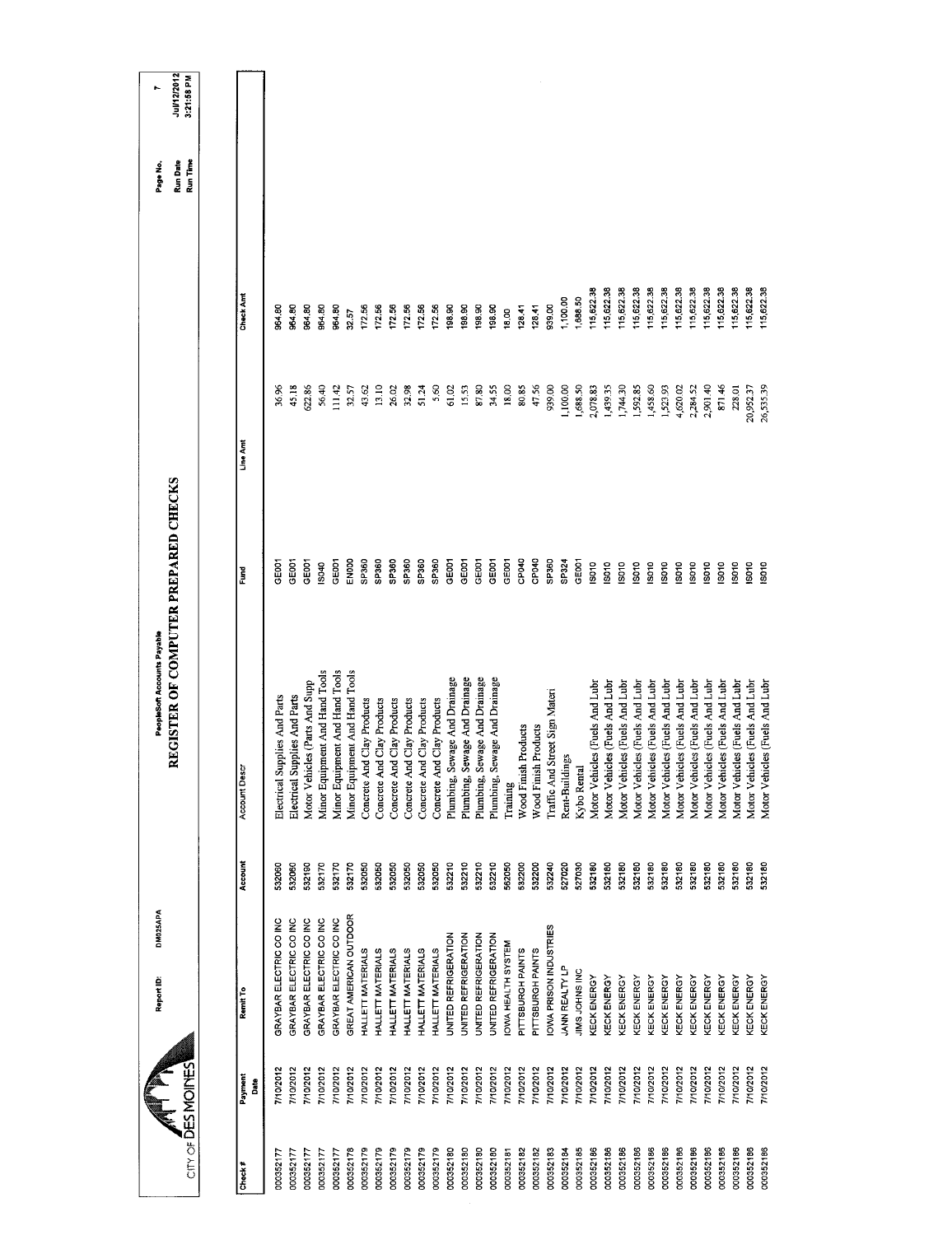CITY OF DES MOINES

Report ID: DM025APA

PeopleSoft Accounts Payable

# REGISTER OF COMPUTER PREPARED CHECKS

Run Date Jul/12/2012
Run Time 3:21:58 PM

| Check # | Payment Date | Remit To | Account | Account Descr | Fund | Line Amt | Check Amt |
|---|---|---|---|---|---|---|---|
| 000352177 | 7/10/2012 | GRAYBAR ELECTRIC CO INC | 532060 | Electrical Supplies And Parts | GE001 | 36.96 | 964.80 |
| 000352177 | 7/10/2012 | GRAYBAR ELECTRIC CO INC | 532060 | Electrical Supplies And Parts | GE001 | 45.18 | 964.80 |
| 000352177 | 7/10/2012 | GRAYBAR ELECTRIC CO INC | 532190 | Motor Vehicles (Parts And Supp | GE001 | 622.86 | 964.80 |
| 000352177 | 7/10/2012 | GRAYBAR ELECTRIC CO INC | 532170 | Minor Equipment And Hand Tools | IS040 | 56.40 | 964.80 |
| 000352177 | 7/10/2012 | GRAYBAR ELECTRIC CO INC | 532170 | Minor Equipment And Hand Tools | GE001 | 111.42 | 964.80 |
| 000352178 | 7/10/2012 | GREAT AMERICAN OUTDOOR | 532170 | Minor Equipment And Hand Tools | EN000 | 32.57 | 32.57 |
| 000352179 | 7/10/2012 | HALLETT MATERIALS | 532050 | Concrete And Clay Products | SP360 | 43.62 | 172.56 |
| 000352179 | 7/10/2012 | HALLETT MATERIALS | 532050 | Concrete And Clay Products | SP360 | 13.10 | 172.56 |
| 000352179 | 7/10/2012 | HALLETT MATERIALS | 532050 | Concrete And Clay Products | SP360 | 26.02 | 172.56 |
| 000352179 | 7/10/2012 | HALLETT MATERIALS | 532050 | Concrete And Clay Products | SP360 | 32.98 | 172.56 |
| 000352179 | 7/10/2012 | HALLETT MATERIALS | 532050 | Concrete And Clay Products | SP360 | 51.24 | 172.56 |
| 000352179 | 7/10/2012 | HALLETT MATERIALS | 532050 | Concrete And Clay Products | SP360 | 5.60 | 172.56 |
| 000352180 | 7/10/2012 | UNITED REFRIGERATION | 532210 | Plumbing, Sewage And Drainage | GE001 | 61.02 | 198.90 |
| 000352180 | 7/10/2012 | UNITED REFRIGERATION | 532210 | Plumbing, Sewage And Drainage | GE001 | 15.53 | 198.90 |
| 000352180 | 7/10/2012 | UNITED REFRIGERATION | 532210 | Plumbing, Sewage And Drainage | GE001 | 87.80 | 198.90 |
| 000352180 | 7/10/2012 | UNITED REFRIGERATION | 532210 | Plumbing, Sewage And Drainage | GE001 | 34.55 | 198.90 |
| 000352181 | 7/10/2012 | IOWA HEALTH SYSTEM | 562050 | Training | GE001 | 18.00 | 18.00 |
| 000352182 | 7/10/2012 | PITTSBURGH PAINTS | 532200 | Wood Finish Products | CP040 | 80.85 | 128.41 |
| 000352182 | 7/10/2012 | PITTSBURGH PAINTS | 532200 | Wood Finish Products | CP040 | 47.56 | 128.41 |
| 000352183 | 7/10/2012 | IOWA PRISON INDUSTRIES | 532240 | Traffic And Street Sign Materi | SP360 | 939.00 | 939.00 |
| 000352184 | 7/10/2012 | JANN REALTY LP | 527020 | Rent-Buildings | SP324 | 1,100.00 | 1,100.00 |
| 000352185 | 7/10/2012 | JIMS JOHNS INC | 527030 | Kybo Rental | GE001 | 1,688.50 | 1,688.50 |
| 000352186 | 7/10/2012 | KECK ENERGY | 532180 | Motor Vehicles (Fuels And Lubr | IS010 | 2,078.83 | 115,622.38 |
| 000352186 | 7/10/2012 | KECK ENERGY | 532180 | Motor Vehicles (Fuels And Lubr | IS010 | 1,439.35 | 115,622.38 |
| 000352186 | 7/10/2012 | KECK ENERGY | 532180 | Motor Vehicles (Fuels And Lubr | IS010 | 1,744.30 | 115,622.38 |
| 000352186 | 7/10/2012 | KECK ENERGY | 532180 | Motor Vehicles (Fuels And Lubr | IS010 | 1,592.85 | 115,622.38 |
| 000352186 | 7/10/2012 | KECK ENERGY | 532180 | Motor Vehicles (Fuels And Lubr | IS010 | 1,458.60 | 115,622.38 |
| 000352186 | 7/10/2012 | KECK ENERGY | 532180 | Motor Vehicles (Fuels And Lubr | IS010 | 1,523.93 | 115,622.38 |
| 000352186 | 7/10/2012 | KECK ENERGY | 532180 | Motor Vehicles (Fuels And Lubr | IS010 | 4,620.02 | 115,622.38 |
| 000352186 | 7/10/2012 | KECK ENERGY | 532180 | Motor Vehicles (Fuels And Lubr | IS010 | 2,284.52 | 115,622.38 |
| 000352186 | 7/10/2012 | KECK ENERGY | 532180 | Motor Vehicles (Fuels And Lubr | IS010 | 2,901.40 | 115,622.38 |
| 000352186 | 7/10/2012 | KECK ENERGY | 532180 | Motor Vehicles (Fuels And Lubr | IS010 | 871.46 | 115,622.38 |
| 000352186 | 7/10/2012 | KECK ENERGY | 532180 | Motor Vehicles (Fuels And Lubr | IS010 | 228.01 | 115,622.38 |
| 000352186 | 7/10/2012 | KECK ENERGY | 532180 | Motor Vehicles (Fuels And Lubr | IS010 | 20,952.37 | 115,622.38 |
| 000352186 | 7/10/2012 | KECK ENERGY | 532180 | Motor Vehicles (Fuels And Lubr | IS010 | 26,535.39 | 115,622.38 |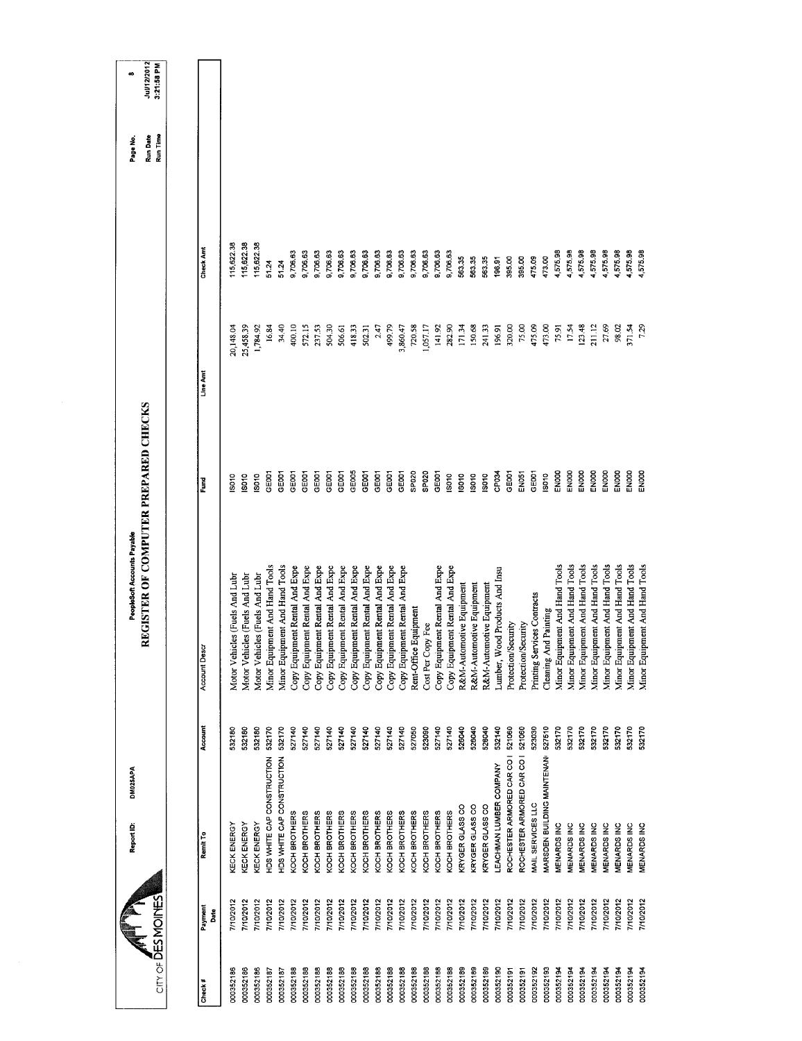CITY OF DES MOINES

Report ID: DM025APA

PeopleSoft Accounts Payable

# REGISTER OF COMPUTER PREPARED CHECKS

Page No. 8
Run Date Jul/12/2012
Run Time 3:21:58 PM

| Check # | Payment Date | Remit To | Account | Account Descr | Fund | Line Amt | Check Amt |
|---|---|---|---|---|---|---|---|
| 000352186 | 7/10/2012 | KECK ENERGY | 532180 | Motor Vehicles (Fuels And Lubr | IS010 | 20,148.04 | 115,622.38 |
| 000352186 | 7/10/2012 | KECK ENERGY | 532180 | Motor Vehicles (Fuels And Lubr | IS010 | 25,458.39 | 115,622.38 |
| 000352186 | 7/10/2012 | KECK ENERGY | 532180 | Motor Vehicles (Fuels And Lubr | IS010 | 1,784.92 | 115,622.38 |
| 000352187 | 7/10/2012 | HDS WHITE CAP CONSTRUCTION | 532170 | Minor Equipment And Hand Tools | GE001 | 16.84 | 51.24 |
| 000352187 | 7/10/2012 | HDS WHITE CAP CONSTRUCTION | 532170 | Minor Equipment And Hand Tools | GE001 | 34.40 | 51.24 |
| 000352188 | 7/10/2012 | KOCH BROTHERS | 527140 | Copy Equipment Rental And Expe | GE001 | 400.10 | 9,706.63 |
| 000352188 | 7/10/2012 | KOCH BROTHERS | 527140 | Copy Equipment Rental And Expe | GE001 | 572.15 | 9,706.63 |
| 000352188 | 7/10/2012 | KOCH BROTHERS | 527140 | Copy Equipment Rental And Expe | GE001 | 237.53 | 9,706.63 |
| 000352188 | 7/10/2012 | KOCH BROTHERS | 527140 | Copy Equipment Rental And Expe | GE001 | 504.30 | 9,706.63 |
| 000352188 | 7/10/2012 | KOCH BROTHERS | 527140 | Copy Equipment Rental And Expe | GE001 | 506.61 | 9,706.63 |
| 000352188 | 7/10/2012 | KOCH BROTHERS | 527140 | Copy Equipment Rental And Expe | GE005 | 418.33 | 9,706.63 |
| 000352188 | 7/10/2012 | KOCH BROTHERS | 527140 | Copy Equipment Rental And Expe | GE001 | 502.31 | 9,706.63 |
| 000352188 | 7/10/2012 | KOCH BROTHERS | 527140 | Copy Equipment Rental And Expe | GE001 | 2.47 | 9,706.63 |
| 000352188 | 7/10/2012 | KOCH BROTHERS | 527140 | Copy Equipment Rental And Expe | GE001 | 499.79 | 9,706.63 |
| 000352188 | 7/10/2012 | KOCH BROTHERS | 527140 | Copy Equipment Rental And Expe | GE001 | 3,860.47 | 9,706.63 |
| 000352188 | 7/10/2012 | KOCH BROTHERS | 527050 | Rent-Office Equipment | SP020 | 720.58 | 9,706.63 |
| 000352188 | 7/10/2012 | KOCH BROTHERS | 523090 | Cost Per Copy Fee | SP020 | 1,057.17 | 9,706.63 |
| 000352188 | 7/10/2012 | KOCH BROTHERS | 527140 | Copy Equipment Rental And Expe | GE001 | 141.92 | 9,706.63 |
| 000352188 | 7/10/2012 | KOCH BROTHERS | 527140 | Copy Equipment Rental And Expe | IS010 | 282.90 | 9,706.63 |
| 000352189 | 7/10/2012 | KRYGER GLASS CO | 526040 | R&M-Automotive Equipment | IS010 | 171.34 | 563.35 |
| 000352189 | 7/10/2012 | KRYGER GLASS CO | 526040 | R&M-Automotive Equipment | IS010 | 150.68 | 563.35 |
| 000352189 | 7/10/2012 | KRYGER GLASS CO | 526040 | R&M-Automotive Equipment | IS010 | 241.33 | 563.35 |
| 000352190 | 7/10/2012 | LEACHMAN LUMBER COMPANY | 532140 | Lumber, Wood Products And Insu | CP034 | 196.91 | 196.91 |
| 000352191 | 7/10/2012 | ROCHESTER ARMORED CAR CO I | 521060 | Protection/Security | GE001 | 320.00 | 395.00 |
| 000352191 | 7/10/2012 | ROCHESTER ARMORED CAR CO I | 521060 | Protection/Security | EN051 | 75.00 | 395.00 |
| 000352192 | 7/10/2012 | MAIL SERVICES LLC | 523030 | Printing Services Contracts | GE001 | 475.09 | 475.09 |
| 000352193 | 7/10/2012 | MARSDEN BUILDING MAINTENAN | 527510 | Cleaning And Painting | IS010 | 473.00 | 473.00 |
| 000352194 | 7/10/2012 | MENARDS INC | 532170 | Minor Equipment And Hand Tools | EN000 | 75.91 | 4,575.98 |
| 000352194 | 7/10/2012 | MENARDS INC | 532170 | Minor Equipment And Hand Tools | EN000 | 17.54 | 4,575.98 |
| 000352194 | 7/10/2012 | MENARDS INC | 532170 | Minor Equipment And Hand Tools | EN000 | 123.48 | 4,575.98 |
| 000352194 | 7/10/2012 | MENARDS INC | 532170 | Minor Equipment And Hand Tools | EN000 | 211.12 | 4,575.98 |
| 000352194 | 7/10/2012 | MENARDS INC | 532170 | Minor Equipment And Hand Tools | EN000 | 27.69 | 4,575.98 |
| 000352194 | 7/10/2012 | MENARDS INC | 532170 | Minor Equipment And Hand Tools | EN000 | 98.02 | 4,575.98 |
| 000352194 | 7/10/2012 | MENARDS INC | 532170 | Minor Equipment And Hand Tools | EN000 | 371.54 | 4,575.98 |
| 000352194 | 7/10/2012 | MENARDS INC | 532170 | Minor Equipment And Hand Tools | EN000 | 7.29 | 4,575.98 |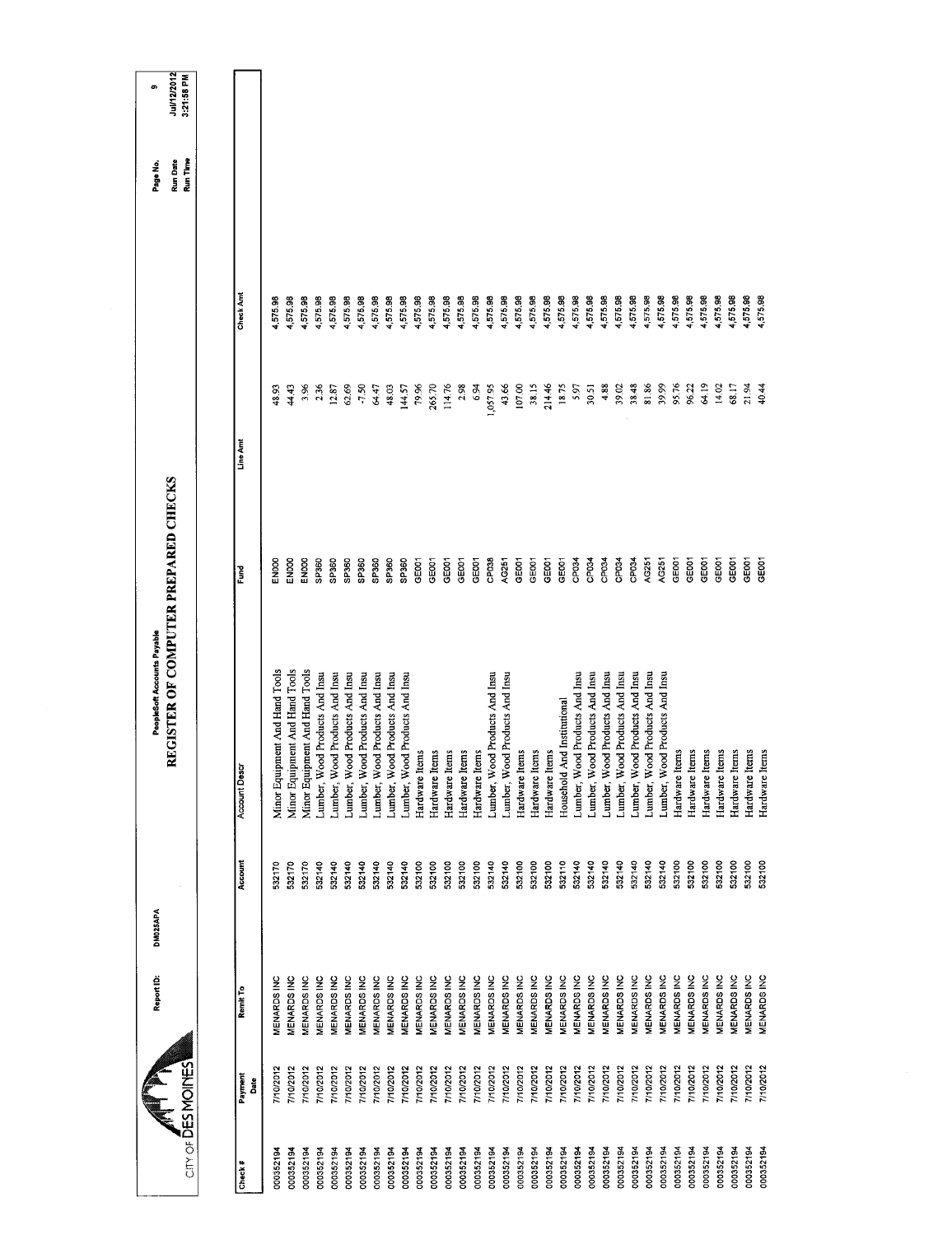CITY OF DES MOINES

Report ID: DM025APA

PeopleSoft Accounts Payable

# REGISTER OF COMPUTER PREPARED CHECKS

Page No. 9
Run Date Jul/12/2012
Run Time 3:21:58 PM

| Check # | Payment Date | Remit To | Account | Account Descr | Fund | Line Amt | Check Amt |
|---|---|---|---|---|---|---|---|
| 000352194 | 7/10/2012 | MENARDS INC | 532170 | Minor Equipment And Hand Tools | EN000 | 48.93 | 4,575.98 |
| 000352194 | 7/10/2012 | MENARDS INC | 532170 | Minor Equipment And Hand Tools | EN000 | 44.43 | 4,575.98 |
| 000352194 | 7/10/2012 | MENARDS INC | 532170 | Minor Equipment And Hand Tools | EN000 | 3.96 | 4,575.98 |
| 000352194 | 7/10/2012 | MENARDS INC | 532140 | Lumber, Wood Products And Insu | SP360 | 2.36 | 4,575.98 |
| 000352194 | 7/10/2012 | MENARDS INC | 532140 | Lumber, Wood Products And Insu | SP360 | 12.87 | 4,575.98 |
| 000352194 | 7/10/2012 | MENARDS INC | 532140 | Lumber, Wood Products And Insu | SP360 | 62.69 | 4,575.98 |
| 000352194 | 7/10/2012 | MENARDS INC | 532140 | Lumber, Wood Products And Insu | SP360 | -7.50 | 4,575.98 |
| 000352194 | 7/10/2012 | MENARDS INC | 532140 | Lumber, Wood Products And Insu | SP360 | 64.47 | 4,575.98 |
| 000352194 | 7/10/2012 | MENARDS INC | 532140 | Lumber, Wood Products And Insu | SP360 | 48.03 | 4,575.98 |
| 000352194 | 7/10/2012 | MENARDS INC | 532140 | Lumber, Wood Products And Insu | SP360 | 144.57 | 4,575.98 |
| 000352194 | 7/10/2012 | MENARDS INC | 532100 | Hardware Items | GE001 | 79.96 | 4,575.98 |
| 000352194 | 7/10/2012 | MENARDS INC | 532100 | Hardware Items | GE001 | 265.70 | 4,575.98 |
| 000352194 | 7/10/2012 | MENARDS INC | 532100 | Hardware Items | GE001 | 114.76 | 4,575.98 |
| 000352194 | 7/10/2012 | MENARDS INC | 532100 | Hardware Items | GE001 | 2.98 | 4,575.98 |
| 000352194 | 7/10/2012 | MENARDS INC | 532100 | Hardware Items | GE001 | 6.94 | 4,575.98 |
| 000352194 | 7/10/2012 | MENARDS INC | 532140 | Lumber, Wood Products And Insu | CP038 | 1,057.95 | 4,575.98 |
| 000352194 | 7/10/2012 | MENARDS INC | 532140 | Lumber, Wood Products And Insu | AG251 | 43.66 | 4,575.98 |
| 000352194 | 7/10/2012 | MENARDS INC | 532100 | Hardware Items | GE001 | 107.00 | 4,575.98 |
| 000352194 | 7/10/2012 | MENARDS INC | 532100 | Hardware Items | GE001 | 38.15 | 4,575.98 |
| 000352194 | 7/10/2012 | MENARDS INC | 532100 | Hardware Items | GE001 | 214.46 | 4,575.98 |
| 000352194 | 7/10/2012 | MENARDS INC | 532110 | Household And Institutional | GE001 | 18.75 | 4,575.98 |
| 000352194 | 7/10/2012 | MENARDS INC | 532140 | Lumber, Wood Products And Insu | CP034 | 5.97 | 4,575.98 |
| 000352194 | 7/10/2012 | MENARDS INC | 532140 | Lumber, Wood Products And Insu | CP034 | 30.51 | 4,575.98 |
| 000352194 | 7/10/2012 | MENARDS INC | 532140 | Lumber, Wood Products And Insu | CP034 | 4.88 | 4,575.98 |
| 000352194 | 7/10/2012 | MENARDS INC | 532140 | Lumber, Wood Products And Insu | CP034 | 39.02 | 4,575.98 |
| 000352194 | 7/10/2012 | MENARDS INC | 532140 | Lumber, Wood Products And Insu | CP034 | 38.48 | 4,575.98 |
| 000352194 | 7/10/2012 | MENARDS INC | 532140 | Lumber, Wood Products And Insu | AG251 | 81.86 | 4,575.98 |
| 000352194 | 7/10/2012 | MENARDS INC | 532140 | Lumber, Wood Products And Insu | AG251 | 39.99 | 4,575.98 |
| 000352194 | 7/10/2012 | MENARDS INC | 532100 | Hardware Items | GE001 | 95.76 | 4,575.98 |
| 000352194 | 7/10/2012 | MENARDS INC | 532100 | Hardware Items | GE001 | 96.22 | 4,575.98 |
| 000352194 | 7/10/2012 | MENARDS INC | 532100 | Hardware Items | GE001 | 64.19 | 4,575.98 |
| 000352194 | 7/10/2012 | MENARDS INC | 532100 | Hardware Items | GE001 | 14.02 | 4,575.98 |
| 000352194 | 7/10/2012 | MENARDS INC | 532100 | Hardware Items | GE001 | 68.17 | 4,575.98 |
| 000352194 | 7/10/2012 | MENARDS INC | 532100 | Hardware Items | GE001 | 21.94 | 4,575.98 |
| 000352194 | 7/10/2012 | MENARDS INC | 532100 | Hardware Items | GE001 | 40.44 | 4,575.98 |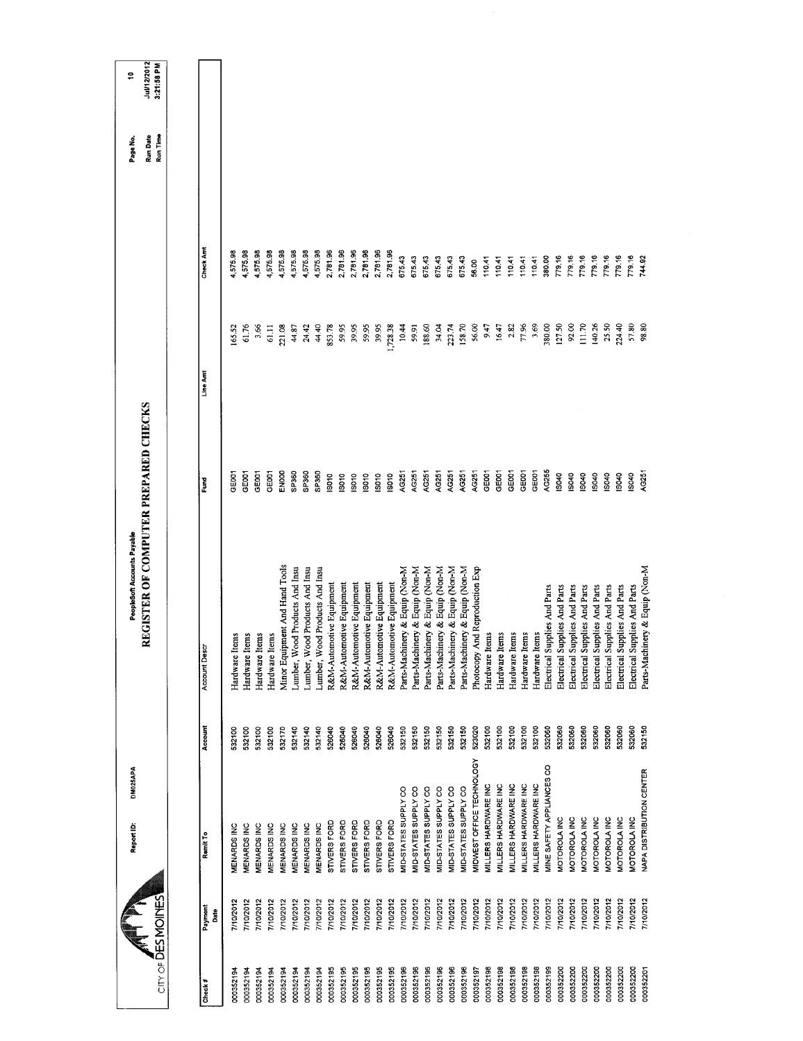CITY OF DES MOINES

Report ID: DM025APA

PeopleSoft Accounts Payable

# REGISTER OF COMPUTER PREPARED CHECKS

Page No. 10
Run Date Jul/12/2012
Run Time 3:21:58 PM

| Check # | Payment Date | Remit To | Account | Account Descr | Fund | Line Amt | Check Amt |
|---|---|---|---|---|---|---|---|
| 000352194 | 7/10/2012 | MENARDS INC | 532100 | Hardware Items | GE001 | 165.52 | 4,575.98 |
| 000352194 | 7/10/2012 | MENARDS INC | 532100 | Hardware Items | GE001 | 61.76 | 4,575.98 |
| 000352194 | 7/10/2012 | MENARDS INC | 532100 | Hardware Items | GE001 | 3.66 | 4,575.98 |
| 000352194 | 7/10/2012 | MENARDS INC | 532100 | Hardware Items | GE001 | 61.11 | 4,575.98 |
| 000352194 | 7/10/2012 | MENARDS INC | 532170 | Minor Equipment And Hand Tools | EN000 | 221.08 | 4,575.98 |
| 000352194 | 7/10/2012 | MENARDS INC | 532140 | Lumber, Wood Products And Insu | SP360 | 44.87 | 4,575.98 |
| 000352194 | 7/10/2012 | MENARDS INC | 532140 | Lumber, Wood Products And Insu | SP360 | 24.42 | 4,575.98 |
| 000352194 | 7/10/2012 | MENARDS INC | 532140 | Lumber, Wood Products And Insu | SP360 | 44.40 | 4,575.98 |
| 000352195 | 7/10/2012 | STIVERS FORD | 526040 | R&M-Automotive Equipment | IS010 | 853.78 | 2,781.96 |
| 000352195 | 7/10/2012 | STIVERS FORD | 526040 | R&M-Automotive Equipment | IS010 | 59.95 | 2,781.96 |
| 000352195 | 7/10/2012 | STIVERS FORD | 526040 | R&M-Automotive Equipment | IS010 | 39.95 | 2,781.96 |
| 000352195 | 7/10/2012 | STIVERS FORD | 526040 | R&M-Automotive Equipment | IS010 | 59.95 | 2,781.96 |
| 000352195 | 7/10/2012 | STIVERS FORD | 526040 | R&M-Automotive Equipment | IS010 | 39.95 | 2,781.96 |
| 000352195 | 7/10/2012 | STIVERS FORD | 526040 | R&M-Automotive Equipment | IS010 | 1,728.38 | 2,781.96 |
| 000352196 | 7/10/2012 | MID-STATES SUPPLY CO | 532150 | Parts-Machinery & Equip (Non-M | AG251 | 10.44 | 675.43 |
| 000352196 | 7/10/2012 | MID-STATES SUPPLY CO | 532150 | Parts-Machinery & Equip (Non-M | AG251 | 59.91 | 675.43 |
| 000352196 | 7/10/2012 | MID-STATES SUPPLY CO | 532150 | Parts-Machinery & Equip (Non-M | AG251 | 188.60 | 675.43 |
| 000352196 | 7/10/2012 | MID-STATES SUPPLY CO | 532150 | Parts-Machinery & Equip (Non-M | AG251 | 34.04 | 675.43 |
| 000352196 | 7/10/2012 | MID-STATES SUPPLY CO | 532150 | Parts-Machinery & Equip (Non-M | AG251 | 223.74 | 675.43 |
| 000352196 | 7/10/2012 | MID-STATES SUPPLY CO | 532150 | Parts-Machinery & Equip (Non-M | AG251 | 158.70 | 675.43 |
| 000352197 | 7/10/2012 | MIDWEST OFFICE TECHNOLOGY | 523020 | Photocopy And Reproduction Exp | AG251 | 56.00 | 56.00 |
| 000352198 | 7/10/2012 | MILLERS HARDWARE INC | 532100 | Hardware Items | GE001 | 9.47 | 110.41 |
| 000352198 | 7/10/2012 | MILLERS HARDWARE INC | 532100 | Hardware Items | GE001 | 16.47 | 110.41 |
| 000352198 | 7/10/2012 | MILLERS HARDWARE INC | 532100 | Hardware Items | GE001 | 2.82 | 110.41 |
| 000352198 | 7/10/2012 | MILLERS HARDWARE INC | 532100 | Hardware Items | GE001 | 77.96 | 110.41 |
| 000352198 | 7/10/2012 | MILLERS HARDWARE INC | 532100 | Hardware Items | GE001 | 3.69 | 110.41 |
| 000352199 | 7/10/2012 | MINE SAFETY APPLIANCES CO | 532060 | Electrical Supplies And Parts | AG255 | 380.00 | 380.00 |
| 000352200 | 7/10/2012 | MOTOROLA INC | 532060 | Electrical Supplies And Parts | IS040 | 127.50 | 779.16 |
| 000352200 | 7/10/2012 | MOTOROLA INC | 532060 | Electrical Supplies And Parts | IS040 | 92.00 | 779.16 |
| 000352200 | 7/10/2012 | MOTOROLA INC | 532060 | Electrical Supplies And Parts | IS040 | 111.70 | 779.16 |
| 000352200 | 7/10/2012 | MOTOROLA INC | 532060 | Electrical Supplies And Parts | IS040 | 140.26 | 779.16 |
| 000352200 | 7/10/2012 | MOTOROLA INC | 532060 | Electrical Supplies And Parts | IS040 | 25.50 | 779.16 |
| 000352200 | 7/10/2012 | MOTOROLA INC | 532060 | Electrical Supplies And Parts | IS040 | 224.40 | 779.16 |
| 000352200 | 7/10/2012 | MOTOROLA INC | 532060 | Electrical Supplies And Parts | IS040 | 57.80 | 779.16 |
| 000352201 | 7/10/2012 | NAPA DISTRIBUTION CENTER | 532150 | Parts-Machinery & Equip (Non-M | AG251 | 98.80 | 744.92 |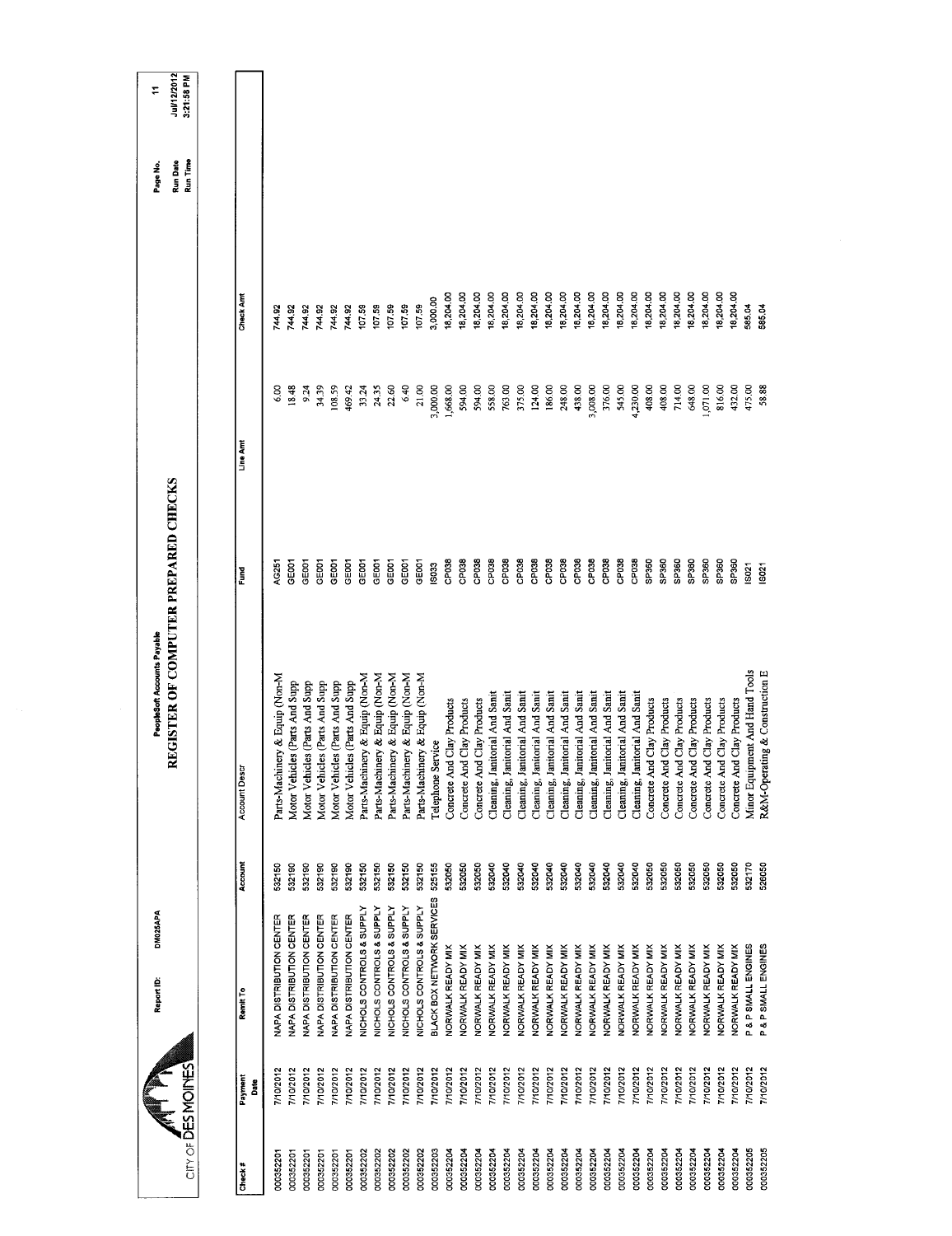CITY OF DES MOINES

Report ID: DM025APA

PeopleSoft Accounts Payable

# REGISTER OF COMPUTER PREPARED CHECKS

Page No. 11
Run Date Jul/12/2012
Run Time 3:21:58 PM

| Check # | Payment Date | Remit To | Account | Account Descr | Fund | Line Amt | Check Amt |
|---|---|---|---|---|---|---|---|
| 000352201 | 7/10/2012 | NAPA DISTRIBUTION CENTER | 532150 | Parts-Machinery & Equip (Non-M | AG251 | 6.00 | 744.92 |
| 000352201 | 7/10/2012 | NAPA DISTRIBUTION CENTER | 532190 | Motor Vehicles (Parts And Supp | GE001 | 18.48 | 744.92 |
| 000352201 | 7/10/2012 | NAPA DISTRIBUTION CENTER | 532190 | Motor Vehicles (Parts And Supp | GE001 | 9.24 | 744.92 |
| 000352201 | 7/10/2012 | NAPA DISTRIBUTION CENTER | 532190 | Motor Vehicles (Parts And Supp | GE001 | 34.39 | 744.92 |
| 000352201 | 7/10/2012 | NAPA DISTRIBUTION CENTER | 532190 | Motor Vehicles (Parts And Supp | GE001 | 108.59 | 744.92 |
| 000352201 | 7/10/2012 | NAPA DISTRIBUTION CENTER | 532190 | Motor Vehicles (Parts And Supp | GE001 | 469.42 | 744.92 |
| 000352202 | 7/10/2012 | NICHOLS CONTROLS & SUPPLY | 532150 | Parts-Machinery & Equip (Non-M | GE001 | 33.24 | 107.59 |
| 000352202 | 7/10/2012 | NICHOLS CONTROLS & SUPPLY | 532150 | Parts-Machinery & Equip (Non-M | GE001 | 24.35 | 107.59 |
| 000352202 | 7/10/2012 | NICHOLS CONTROLS & SUPPLY | 532150 | Parts-Machinery & Equip (Non-M | GE001 | 22.60 | 107.59 |
| 000352202 | 7/10/2012 | NICHOLS CONTROLS & SUPPLY | 532150 | Parts-Machinery & Equip (Non-M | GE001 | 6.40 | 107.59 |
| 000352202 | 7/10/2012 | NICHOLS CONTROLS & SUPPLY | 532150 | Parts-Machinery & Equip (Non-M | GE001 | 21.00 | 107.59 |
| 000352203 | 7/10/2012 | BLACK BOX NETWORK SERVICES | 525155 | Telephone Service | IS033 | 3,000.00 | 3,000.00 |
| 000352204 | 7/10/2012 | NORWALK READY MIX | 532050 | Concrete And Clay Products | CP038 | 1,668.00 | 18,204.00 |
| 000352204 | 7/10/2012 | NORWALK READY MIX | 532050 | Concrete And Clay Products | CP038 | 594.00 | 18,204.00 |
| 000352204 | 7/10/2012 | NORWALK READY MIX | 532050 | Concrete And Clay Products | CP038 | 594.00 | 18,204.00 |
| 000352204 | 7/10/2012 | NORWALK READY MIX | 532040 | Cleaning, Janitorial And Sanit | CP038 | 558.00 | 18,204.00 |
| 000352204 | 7/10/2012 | NORWALK READY MIX | 532040 | Cleaning, Janitorial And Sanit | CP038 | 763.00 | 18,204.00 |
| 000352204 | 7/10/2012 | NORWALK READY MIX | 532040 | Cleaning, Janitorial And Sanit | CP038 | 375.00 | 18,204.00 |
| 000352204 | 7/10/2012 | NORWALK READY MIX | 532040 | Cleaning, Janitorial And Sanit | CP038 | 124.00 | 18,204.00 |
| 000352204 | 7/10/2012 | NORWALK READY MIX | 532040 | Cleaning, Janitorial And Sanit | CP038 | 186.00 | 18,204.00 |
| 000352204 | 7/10/2012 | NORWALK READY MIX | 532040 | Cleaning, Janitorial And Sanit | CP038 | 248.00 | 18,204.00 |
| 000352204 | 7/10/2012 | NORWALK READY MIX | 532040 | Cleaning, Janitorial And Sanit | CP038 | 438.00 | 18,204.00 |
| 000352204 | 7/10/2012 | NORWALK READY MIX | 532040 | Cleaning, Janitorial And Sanit | CP038 | 3,008.00 | 18,204.00 |
| 000352204 | 7/10/2012 | NORWALK READY MIX | 532040 | Cleaning, Janitorial And Sanit | CP038 | 376.00 | 18,204.00 |
| 000352204 | 7/10/2012 | NORWALK READY MIX | 532040 | Cleaning, Janitorial And Sanit | CP038 | 545.00 | 18,204.00 |
| 000352204 | 7/10/2012 | NORWALK READY MIX | 532040 | Cleaning, Janitorial And Sanit | CP038 | 4,230.00 | 18,204.00 |
| 000352204 | 7/10/2012 | NORWALK READY MIX | 532050 | Concrete And Clay Products | SP360 | 408.00 | 18,204.00 |
| 000352204 | 7/10/2012 | NORWALK READY MIX | 532050 | Concrete And Clay Products | SP360 | 408.00 | 18,204.00 |
| 000352204 | 7/10/2012 | NORWALK READY MIX | 532050 | Concrete And Clay Products | SP360 | 714.00 | 18,204.00 |
| 000352204 | 7/10/2012 | NORWALK READY MIX | 532050 | Concrete And Clay Products | SP360 | 648.00 | 18,204.00 |
| 000352204 | 7/10/2012 | NORWALK READY MIX | 532050 | Concrete And Clay Products | SP360 | 1,071.00 | 18,204.00 |
| 000352204 | 7/10/2012 | NORWALK READY MIX | 532050 | Concrete And Clay Products | SP360 | 816.00 | 18,204.00 |
| 000352204 | 7/10/2012 | NORWALK READY MIX | 532050 | Concrete And Clay Products | SP360 | 432.00 | 18,204.00 |
| 000352205 | 7/10/2012 | P & P SMALL ENGINES | 532170 | Minor Equipment And Hand Tools | IS021 | 475.00 | 585.04 |
| 000352205 | 7/10/2012 | P & P SMALL ENGINES | 526050 | R&M-Operating & Construction E | IS021 | 58.88 | 585.04 |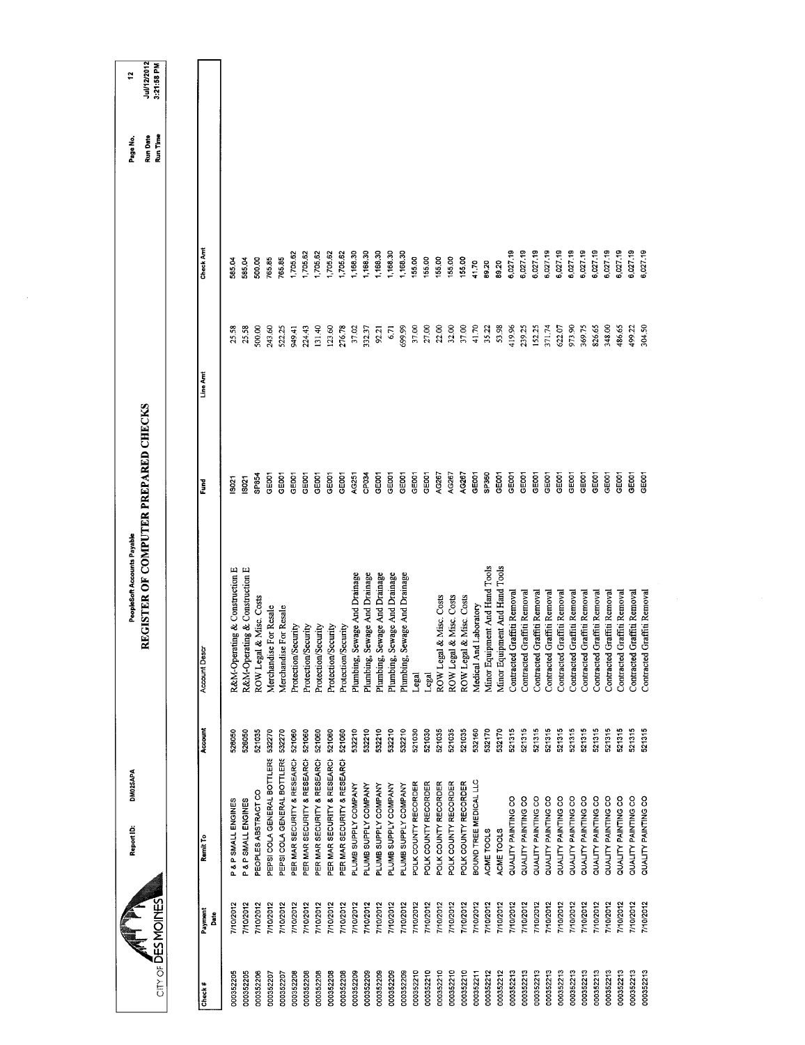CITY OF DES MOINES

Report ID: DM025APA

PeopleSoft Accounts Payable

# REGISTER OF COMPUTER PREPARED CHECKS

Page No. 12
Run Date Jul/12/2012
Run Time 3:21:58 PM

| Check # | Payment Date | Remit To | Account | Account Descr | Fund | Line Amt | Check Amt |
|---|---|---|---|---|---|---|---|
| 000352205 | 7/10/2012 | P & P SMALL ENGINES | 526050 | R&M-Operating & Construction E | IS021 | 25.58 | 585.04 |
| 000352205 | 7/10/2012 | P & P SMALL ENGINES | 526050 | R&M-Operating & Construction E | IS021 | 25.58 | 585.04 |
| 000352206 | 7/10/2012 | PEOPLES ABSTRACT CO | 521035 | ROW Legal & Misc. Costs | SP854 | 500.00 | 500.00 |
| 000352207 | 7/10/2012 | PEPSI COLA GENERAL BOTTLERS | 532270 | Merchandise For Resale | GE001 | 243.60 | 765.85 |
| 000352207 | 7/10/2012 | PEPSI COLA GENERAL BOTTLERS | 532270 | Merchandise For Resale | GE001 | 522.25 | 765.85 |
| 000352208 | 7/10/2012 | PER MAR SECURITY & RESEARCH | 521060 | Protection/Security | GE001 | 949.41 | 1,705.62 |
| 000352208 | 7/10/2012 | PER MAR SECURITY & RESEARCH | 521060 | Protection/Security | GE001 | 224.43 | 1,705.62 |
| 000352208 | 7/10/2012 | PER MAR SECURITY & RESEARCH | 521060 | Protection/Security | GE001 | 131.40 | 1,705.62 |
| 000352208 | 7/10/2012 | PER MAR SECURITY & RESEARCH | 521060 | Protection/Security | GE001 | 123.60 | 1,705.62 |
| 000352208 | 7/10/2012 | PER MAR SECURITY & RESEARCH | 521060 | Protection/Security | GE001 | 276.78 | 1,705.62 |
| 000352209 | 7/10/2012 | PLUMB SUPPLY COMPANY | 532210 | Plumbing, Sewage And Drainage | AG251 | 37.02 | 1,168.30 |
| 000352209 | 7/10/2012 | PLUMB SUPPLY COMPANY | 532210 | Plumbing, Sewage And Drainage | CP034 | 332.37 | 1,168.30 |
| 000352209 | 7/10/2012 | PLUMB SUPPLY COMPANY | 532210 | Plumbing, Sewage And Drainage | GE001 | 92.21 | 1,168.30 |
| 000352209 | 7/10/2012 | PLUMB SUPPLY COMPANY | 532210 | Plumbing, Sewage And Drainage | GE001 | 6.71 | 1,168.30 |
| 000352209 | 7/10/2012 | PLUMB SUPPLY COMPANY | 532210 | Plumbing, Sewage And Drainage | GE001 | 699.99 | 1,168.30 |
| 000352210 | 7/10/2012 | POLK COUNTY RECORDER | 521030 | Legal | GE001 | 37.00 | 155.00 |
| 000352210 | 7/10/2012 | POLK COUNTY RECORDER | 521030 | Legal | GE001 | 27.00 | 155.00 |
| 000352210 | 7/10/2012 | POLK COUNTY RECORDER | 521035 | ROW Legal & Misc. Costs | AG267 | 22.00 | 155.00 |
| 000352210 | 7/10/2012 | POLK COUNTY RECORDER | 521035 | ROW Legal & Misc. Costs | AG267 | 32.00 | 155.00 |
| 000352210 | 7/10/2012 | POLK COUNTY RECORDER | 521035 | ROW Legal & Misc. Costs | AG267 | 37.00 | 155.00 |
| 000352211 | 7/10/2012 | BOUND TREE MEDICAL LLC | 532160 | Medical And Laboratory | GE001 | 41.70 | 41.70 |
| 000352212 | 7/10/2012 | ACME TOOLS | 532170 | Minor Equipment And Hand Tools | SP360 | 35.22 | 89.20 |
| 000352212 | 7/10/2012 | ACME TOOLS | 532170 | Minor Equipment And Hand Tools | GE001 | 53.98 | 89.20 |
| 000352213 | 7/10/2012 | QUALITY PAINTING CO | 521315 | Contracted Graffiti Removal | GE001 | 419.96 | 6,027.19 |
| 000352213 | 7/10/2012 | QUALITY PAINTING CO | 521315 | Contracted Graffiti Removal | GE001 | 239.25 | 6,027.19 |
| 000352213 | 7/10/2012 | QUALITY PAINTING CO | 521315 | Contracted Graffiti Removal | GE001 | 152.25 | 6,027.19 |
| 000352213 | 7/10/2012 | QUALITY PAINTING CO | 521315 | Contracted Graffiti Removal | GE001 | 371.74 | 6,027.19 |
| 000352213 | 7/10/2012 | QUALITY PAINTING CO | 521315 | Contracted Graffiti Removal | GE001 | 622.07 | 6,027.19 |
| 000352213 | 7/10/2012 | QUALITY PAINTING CO | 521315 | Contracted Graffiti Removal | GE001 | 973.90 | 6,027.19 |
| 000352213 | 7/10/2012 | QUALITY PAINTING CO | 521315 | Contracted Graffiti Removal | GE001 | 369.75 | 6,027.19 |
| 000352213 | 7/10/2012 | QUALITY PAINTING CO | 521315 | Contracted Graffiti Removal | GE001 | 826.65 | 6,027.19 |
| 000352213 | 7/10/2012 | QUALITY PAINTING CO | 521315 | Contracted Graffiti Removal | GE001 | 348.00 | 6,027.19 |
| 000352213 | 7/10/2012 | QUALITY PAINTING CO | 521315 | Contracted Graffiti Removal | GE001 | 486.65 | 6,027.19 |
| 000352213 | 7/10/2012 | QUALITY PAINTING CO | 521315 | Contracted Graffiti Removal | GE001 | 499.22 | 6,027.19 |
| 000352213 | 7/10/2012 | QUALITY PAINTING CO | 521315 | Contracted Graffiti Removal | GE001 | 304.50 | 6,027.19 |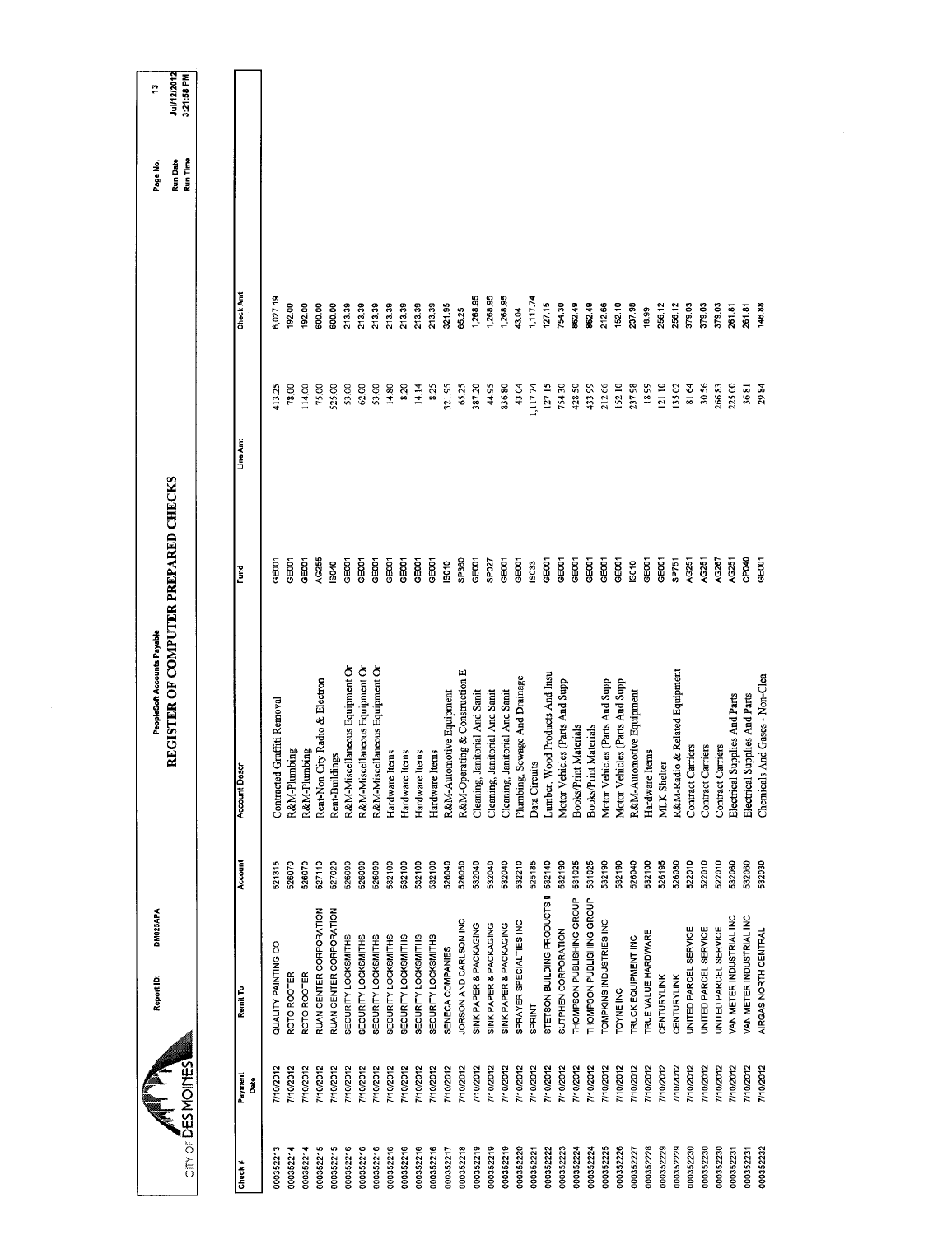# REGISTER OF COMPUTER PREPARED CHECKS

PeopleSoft Accounts Payable

CITY OF DES MOINES

Report ID: DM025APA

Run Date: Jul/12/2012
Run Time: 3:21:58 PM

| Check # | Payment Date | Remit To | Account | Account Descr | Fund | Line Amt | Check Amt |
|---|---|---|---|---|---|---|---|
| 000352213 | 7/10/2012 | QUALITY PAINTING CO | 521315 | Contracted Graffiti Removal | GE001 | 413.25 | 6,027.19 |
| 000352214 | 7/10/2012 | ROTO ROOTER | 526070 | R&M-Plumbing | GE001 | 78.00 | 192.00 |
| 000352214 | 7/10/2012 | ROTO ROOTER | 526070 | R&M-Plumbing | GE001 | 114.00 | 192.00 |
| 000352215 | 7/10/2012 | RUAN CENTER CORPORATION | 527110 | Rent-Non City Radio & Electron | AG255 | 75.00 | 600.00 |
| 000352215 | 7/10/2012 | RUAN CENTER CORPORATION | 527020 | Rent-Buildings | IS040 | 525.00 | 600.00 |
| 000352216 | 7/10/2012 | SECURITY LOCKSMITHS | 526090 | R&M-Miscellaneous Equipment Or | GE001 | 53.00 | 213.39 |
| 000352216 | 7/10/2012 | SECURITY LOCKSMITHS | 526090 | R&M-Miscellaneous Equipment Or | GE001 | 62.00 | 213.39 |
| 000352216 | 7/10/2012 | SECURITY LOCKSMITHS | 526090 | R&M-Miscellaneous Equipment Or | GE001 | 53.00 | 213.39 |
| 000352216 | 7/10/2012 | SECURITY LOCKSMITHS | 532100 | Hardware Items | GE001 | 14.80 | 213.39 |
| 000352216 | 7/10/2012 | SECURITY LOCKSMITHS | 532100 | Hardware Items | GE001 | 8.20 | 213.39 |
| 000352216 | 7/10/2012 | SECURITY LOCKSMITHS | 532100 | Hardware Items | GE001 | 14.14 | 213.39 |
| 000352216 | 7/10/2012 | SECURITY LOCKSMITHS | 532100 | Hardware Items | GE001 | 8.25 | 213.39 |
| 000352217 | 7/10/2012 | SENECA COMPANIES | 526040 | R&M-Automotive Equipment | IS010 | 321.95 | 321.95 |
| 000352218 | 7/10/2012 | JORSON AND CARLSON INC | 526050 | R&M-Operating & Construction E | SP360 | 65.25 | 65.25 |
| 000352219 | 7/10/2012 | SINK PAPER & PACKAGING | 532040 | Cleaning, Janitorial And Sanit | GE001 | 387.20 | 1,268.95 |
| 000352219 | 7/10/2012 | SINK PAPER & PACKAGING | 532040 | Cleaning, Janitorial And Sanit | SP027 | 44.95 | 1,268.95 |
| 000352219 | 7/10/2012 | SINK PAPER & PACKAGING | 532040 | Cleaning, Janitorial And Sanit | GE001 | 836.80 | 1,268.95 |
| 000352220 | 7/10/2012 | SPRAYER SPECIALTIES INC | 532210 | Plumbing, Sewage And Drainage | GE001 | 43.04 | 43.04 |
| 000352221 | 7/10/2012 | SPRINT | 525185 | Data Circuits | IS033 | 1,117.74 | 1,117.74 |
| 000352222 | 7/10/2012 | STETSON BUILDING PRODUCTS II | 532140 | Lumber, Wood Products And Insu | GE001 | 127.15 | 127.15 |
| 000352223 | 7/10/2012 | SUTPHEN CORPORATION | 532190 | Motor Vehicles (Parts And Supp | GE001 | 754.30 | 754.30 |
| 000352224 | 7/10/2012 | THOMPSON PUBLISHING GROUP | 531025 | Books/Print Materials | GE001 | 428.50 | 862.49 |
| 000352224 | 7/10/2012 | THOMPSON PUBLISHING GROUP | 531025 | Books/Print Materials | GE001 | 433.99 | 862.49 |
| 000352225 | 7/10/2012 | TOMPKINS INDUSTRIES INC | 532190 | Motor Vehicles (Parts And Supp | GE001 | 212.66 | 212.66 |
| 000352226 | 7/10/2012 | TOYNE INC | 532190 | Motor Vehicles (Parts And Supp | GE001 | 152.10 | 152.10 |
| 000352227 | 7/10/2012 | TRUCK EQUIPMENT INC | 526040 | R&M-Automotive Equipment | IS010 | 237.98 | 237.98 |
| 000352228 | 7/10/2012 | TRUE VALUE HARDWARE | 532100 | Hardware Items | GE001 | 18.99 | 18.99 |
| 000352229 | 7/10/2012 | CENTURYLINK | 526195 | MLK Shelter | GE001 | 121.10 | 256.12 |
| 000352229 | 7/10/2012 | CENTURYLINK | 526080 | R&M-Radio & Related Equipment | SP751 | 135.02 | 256.12 |
| 000352230 | 7/10/2012 | UNITED PARCEL SERVICE | 522010 | Contract Carriers | AG251 | 81.64 | 379.03 |
| 000352230 | 7/10/2012 | UNITED PARCEL SERVICE | 522010 | Contract Carriers | AG251 | 30.56 | 379.03 |
| 000352230 | 7/10/2012 | UNITED PARCEL SERVICE | 522010 | Contract Carriers | AG267 | 266.83 | 379.03 |
| 000352231 | 7/10/2012 | VAN METER INDUSTRIAL INC | 532060 | Electrical Supplies And Parts | AG251 | 225.00 | 261.81 |
| 000352231 | 7/10/2012 | VAN METER INDUSTRIAL INC | 532060 | Electrical Supplies And Parts | CP040 | 36.81 | 261.81 |
| 000352232 | 7/10/2012 | AIRGAS NORTH CENTRAL | 532030 | Chemicals And Gases - Non-Clea | GE001 | 29.84 | 146.88 |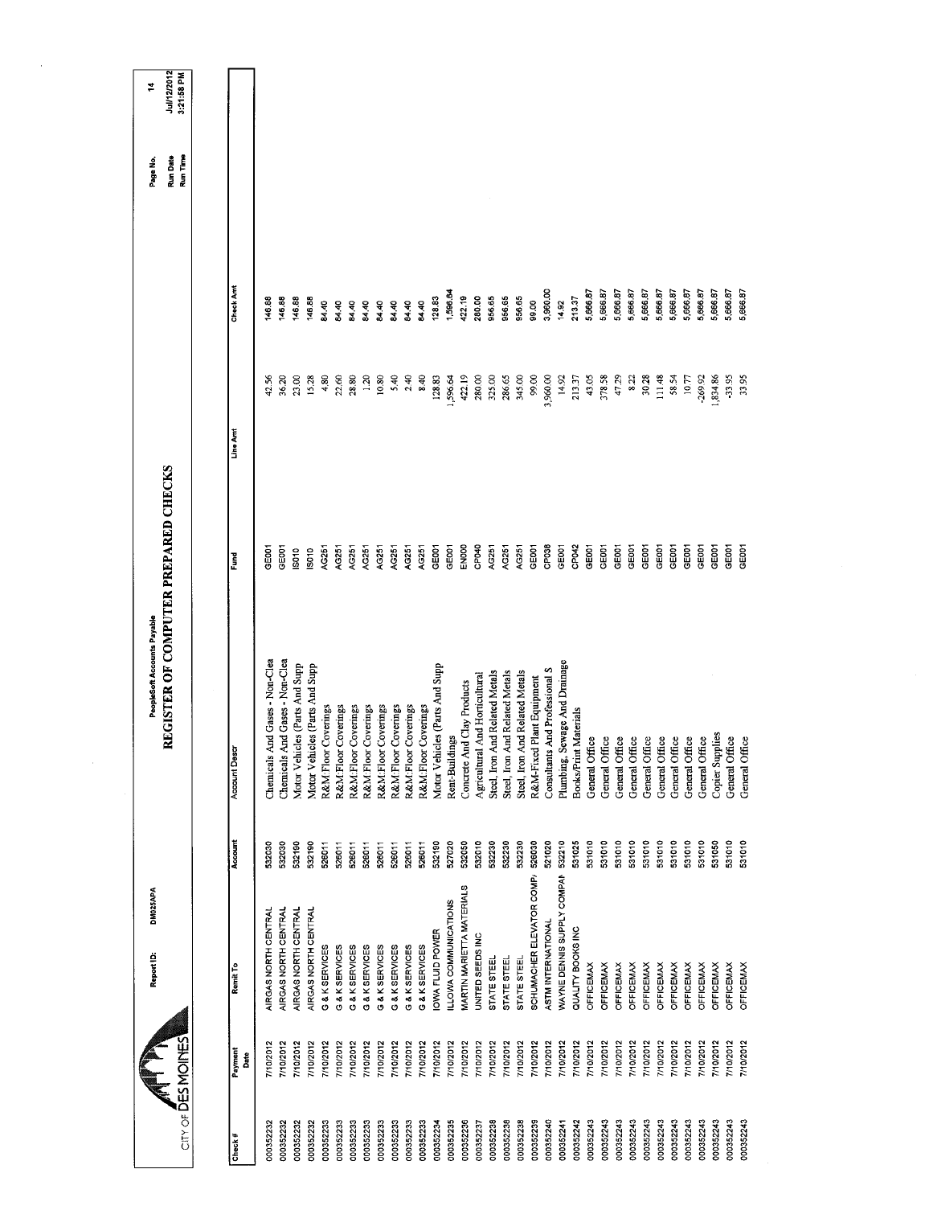CITY OF DES MOINES

Report ID: DM025APA

PeopleSoft Accounts Payable

# REGISTER OF COMPUTER PREPARED CHECKS

Page No. 14
Run Date Jul/12/2012
Run Time 3:21:58 PM

| Check # | Payment Date | Remit To | Account | Account Descr | Fund | Line Amt | Check Amt |
|---|---|---|---|---|---|---|---|
| 000352232 | 7/10/2012 | AIRGAS NORTH CENTRAL | 532030 | Chemicals And Gases - Non-Clea | GE001 | 42.56 | 146.88 |
| 000352232 | 7/10/2012 | AIRGAS NORTH CENTRAL | 532030 | Chemicals And Gases - Non-Clea | GE001 | 36.20 | 146.88 |
| 000352232 | 7/10/2012 | AIRGAS NORTH CENTRAL | 532190 | Motor Vehicles (Parts And Supp | IS010 | 23.00 | 146.88 |
| 000352232 | 7/10/2012 | AIRGAS NORTH CENTRAL | 532190 | Motor Vehicles (Parts And Supp | IS010 | 15.28 | 146.88 |
| 000352233 | 7/10/2012 | G & K SERVICES | 526011 | R&M:Floor Coverings | AG251 | 4.80 | 84.40 |
| 000352233 | 7/10/2012 | G & K SERVICES | 526011 | R&M:Floor Coverings | AG251 | 22.60 | 84.40 |
| 000352233 | 7/10/2012 | G & K SERVICES | 526011 | R&M:Floor Coverings | AG251 | 28.80 | 84.40 |
| 000352233 | 7/10/2012 | G & K SERVICES | 526011 | R&M:Floor Coverings | AG251 | 1.20 | 84.40 |
| 000352233 | 7/10/2012 | G & K SERVICES | 526011 | R&M:Floor Coverings | AG251 | 10.80 | 84.40 |
| 000352233 | 7/10/2012 | G & K SERVICES | 526011 | R&M:Floor Coverings | AG251 | 5.40 | 84.40 |
| 000352233 | 7/10/2012 | G & K SERVICES | 526011 | R&M:Floor Coverings | AG251 | 2.40 | 84.40 |
| 000352233 | 7/10/2012 | G & K SERVICES | 526011 | R&M:Floor Coverings | AG251 | 8.40 | 84.40 |
| 000352234 | 7/10/2012 | IOWA FLUID POWER | 532190 | Motor Vehicles (Parts And Supp | GE001 | 128.83 | 128.83 |
| 000352235 | 7/10/2012 | ILLOWA COMMUNICATIONS | 527020 | Rent-Buildings | GE001 | 1,596.64 | 1,596.64 |
| 000352236 | 7/10/2012 | MARTIN MARIETTA MATERIALS | 532050 | Concrete And Clay Products | EN000 | 422.19 | 422.19 |
| 000352237 | 7/10/2012 | UNITED SEEDS INC | 532010 | Agricultural And Horticultural | CP040 | 280.00 | 280.00 |
| 000352238 | 7/10/2012 | STATE STEEL | 532230 | Steel, Iron And Related Metals | AG251 | 325.00 | 956.65 |
| 000352238 | 7/10/2012 | STATE STEEL | 532230 | Steel, Iron And Related Metals | AG251 | 286.65 | 956.65 |
| 000352238 | 7/10/2012 | STATE STEEL | 532230 | Steel, Iron And Related Metals | AG251 | 345.00 | 956.65 |
| 000352239 | 7/10/2012 | SCHUMACHER ELEVATOR COMPA | 526030 | R&M-Fixed Plant Equipment | GE001 | 99.00 | 99.00 |
| 000352240 | 7/10/2012 | ASTM INTERNATIONAL | 521020 | Consultants And Professional S | CP038 | 3,960.00 | 3,960.00 |
| 000352241 | 7/10/2012 | WAYNE DENNIS SUPPLY COMPAN | 532210 | Plumbing, Sewage And Drainage | GE001 | 14.92 | 14.92 |
| 000352242 | 7/10/2012 | QUALITY BOOKS INC | 531025 | Books/Print Materials | CP042 | 213.37 | 213.37 |
| 000352243 | 7/10/2012 | OFFICEMAX | 531010 | General Office | GE001 | 43.05 | 5,666.87 |
| 000352243 | 7/10/2012 | OFFICEMAX | 531010 | General Office | GE001 | 378.58 | 5,666.87 |
| 000352243 | 7/10/2012 | OFFICEMAX | 531010 | General Office | GE001 | 47.29 | 5,666.87 |
| 000352243 | 7/10/2012 | OFFICEMAX | 531010 | General Office | GE001 | 8.22 | 5,666.87 |
| 000352243 | 7/10/2012 | OFFICEMAX | 531010 | General Office | GE001 | 30.28 | 5,666.87 |
| 000352243 | 7/10/2012 | OFFICEMAX | 531010 | General Office | GE001 | 111.48 | 5,666.87 |
| 000352243 | 7/10/2012 | OFFICEMAX | 531010 | General Office | GE001 | 58.54 | 5,666.87 |
| 000352243 | 7/10/2012 | OFFICEMAX | 531010 | General Office | GE001 | 10.77 | 5,666.87 |
| 000352243 | 7/10/2012 | OFFICEMAX | 531010 | General Office | GE001 | -269.92 | 5,666.87 |
| 000352243 | 7/10/2012 | OFFICEMAX | 531050 | Copier Supplies | GE001 | 1,834.86 | 5,666.87 |
| 000352243 | 7/10/2012 | OFFICEMAX | 531010 | General Office | GE001 | -33.95 | 5,666.87 |
| 000352243 | 7/10/2012 | OFFICEMAX | 531010 | General Office | GE001 | 33.95 | 5,666.87 |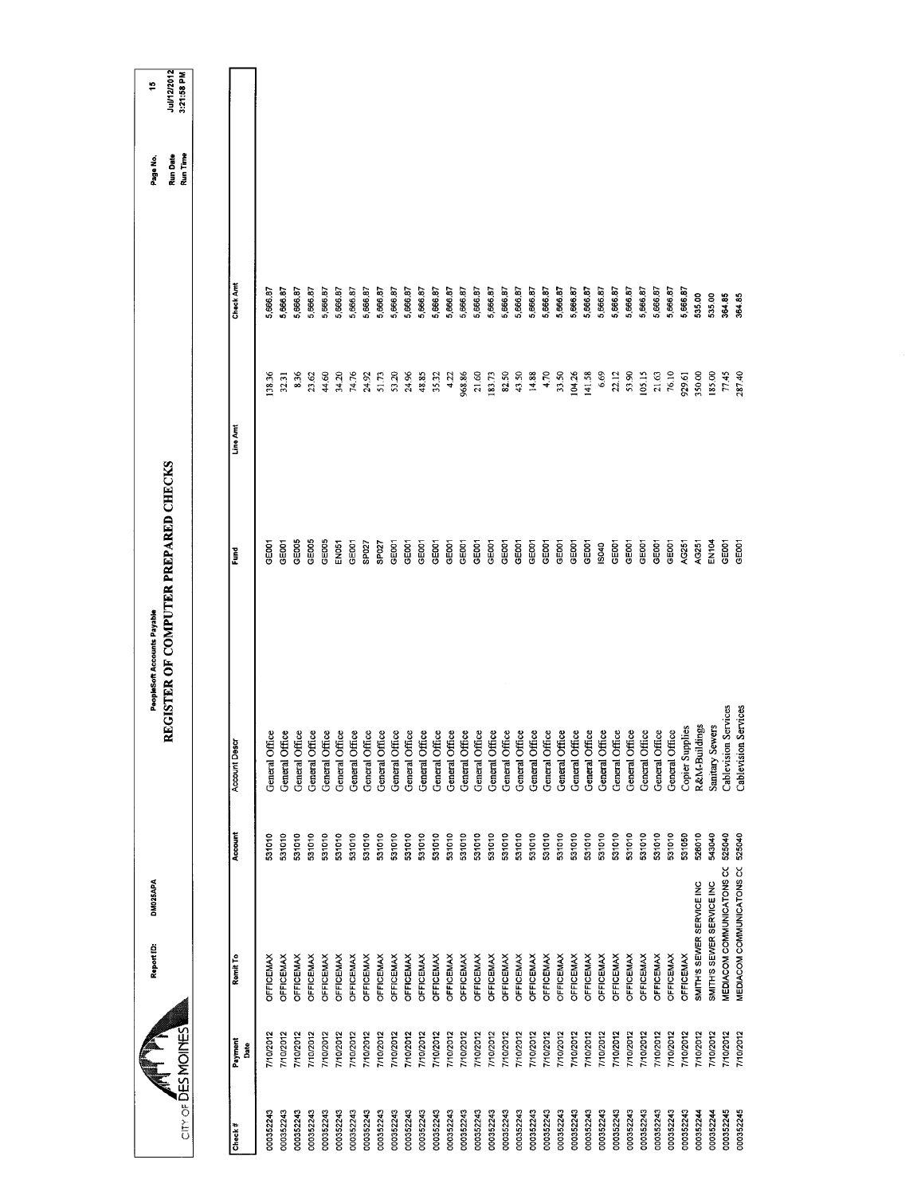CITY OF DES MOINES

Report ID: DM025APA

PeopleSoft Accounts Payable

# REGISTER OF COMPUTER PREPARED CHECKS

Run Date Jul/12/2012
Run Time 3:21:58 PM

| Check # | Payment Date | Remit To | Account | Account Descr | Fund | Line Amt | Check Amt |
|---|---|---|---|---|---|---|---|
| 000352243 | 7/10/2012 | OFFICEMAX | 531010 | General Office | GE001 | 138.36 | 5,666.87 |
| 000352243 | 7/10/2012 | OFFICEMAX | 531010 | General Office | GE001 | 32.31 | 5,666.87 |
| 000352243 | 7/10/2012 | OFFICEMAX | 531010 | General Office | GE005 | 8.36 | 5,666.87 |
| 000352243 | 7/10/2012 | OFFICEMAX | 531010 | General Office | GE005 | 23.62 | 5,666.87 |
| 000352243 | 7/10/2012 | OFFICEMAX | 531010 | General Office | GE005 | 44.60 | 5,666.87 |
| 000352243 | 7/10/2012 | OFFICEMAX | 531010 | General Office | EN051 | 34.20 | 5,666.87 |
| 000352243 | 7/10/2012 | OFFICEMAX | 531010 | General Office | GE001 | 74.76 | 5,666.87 |
| 000352243 | 7/10/2012 | OFFICEMAX | 531010 | General Office | SP027 | 24.92 | 5,666.87 |
| 000352243 | 7/10/2012 | OFFICEMAX | 531010 | General Office | SP027 | 51.73 | 5,666.87 |
| 000352243 | 7/10/2012 | OFFICEMAX | 531010 | General Office | GE001 | 53.20 | 5,666.87 |
| 000352243 | 7/10/2012 | OFFICEMAX | 531010 | General Office | GE001 | 24.96 | 5,666.87 |
| 000352243 | 7/10/2012 | OFFICEMAX | 531010 | General Office | GE001 | 48.85 | 5,666.87 |
| 000352243 | 7/10/2012 | OFFICEMAX | 531010 | General Office | GE001 | 35.32 | 5,666.87 |
| 000352243 | 7/10/2012 | OFFICEMAX | 531010 | General Office | GE001 | 4.22 | 5,666.87 |
| 000352243 | 7/10/2012 | OFFICEMAX | 531010 | General Office | GE001 | 968.86 | 5,666.87 |
| 000352243 | 7/10/2012 | OFFICEMAX | 531010 | General Office | GE001 | 21.60 | 5,666.87 |
| 000352243 | 7/10/2012 | OFFICEMAX | 531010 | General Office | GE001 | 183.73 | 5,666.87 |
| 000352243 | 7/10/2012 | OFFICEMAX | 531010 | General Office | GE001 | 82.50 | 5,666.87 |
| 000352243 | 7/10/2012 | OFFICEMAX | 531010 | General Office | GE001 | 43.50 | 5,666.87 |
| 000352243 | 7/10/2012 | OFFICEMAX | 531010 | General Office | GE001 | 14.88 | 5,666.87 |
| 000352243 | 7/10/2012 | OFFICEMAX | 531010 | General Office | GE001 | 4.70 | 5,666.87 |
| 000352243 | 7/10/2012 | OFFICEMAX | 531010 | General Office | GE001 | 33.50 | 5,666.87 |
| 000352243 | 7/10/2012 | OFFICEMAX | 531010 | General Office | GE001 | 104.26 | 5,666.87 |
| 000352243 | 7/10/2012 | OFFICEMAX | 531010 | General Office | GE001 | 141.58 | 5,666.87 |
| 000352243 | 7/10/2012 | OFFICEMAX | 531010 | General Office | IS040 | 6.69 | 5,666.87 |
| 000352243 | 7/10/2012 | OFFICEMAX | 531010 | General Office | GE001 | 22.12 | 5,666.87 |
| 000352243 | 7/10/2012 | OFFICEMAX | 531010 | General Office | GE001 | 53.90 | 5,666.87 |
| 000352243 | 7/10/2012 | OFFICEMAX | 531010 | General Office | GE001 | 105.15 | 5,666.87 |
| 000352243 | 7/10/2012 | OFFICEMAX | 531010 | General Office | GE001 | 21.63 | 5,666.87 |
| 000352243 | 7/10/2012 | OFFICEMAX | 531010 | General Office | GE001 | 76.10 | 5,666.87 |
| 000352243 | 7/10/2012 | OFFICEMAX | 531050 | Copier Supplies | AG251 | 929.61 | 5,666.87 |
| 000352244 | 7/10/2012 | SMITH'S SEWER SERVICE INC | 526010 | R&M-Buildings | AG251 | 350.00 | 535.00 |
| 000352244 | 7/10/2012 | SMITH'S SEWER SERVICE INC | 543040 | Sanitary Sewers | EN104 | 185.00 | 535.00 |
| 000352245 | 7/10/2012 | MEDIACOM COMMUNICATONS CC | 525040 | Cablevision Services | GE001 | 77.45 | 364.85 |
| 000352245 | 7/10/2012 | MEDIACOM COMMUNICATONS CC | 525040 | Cablevision Services | GE001 | 287.40 | 364.85 |